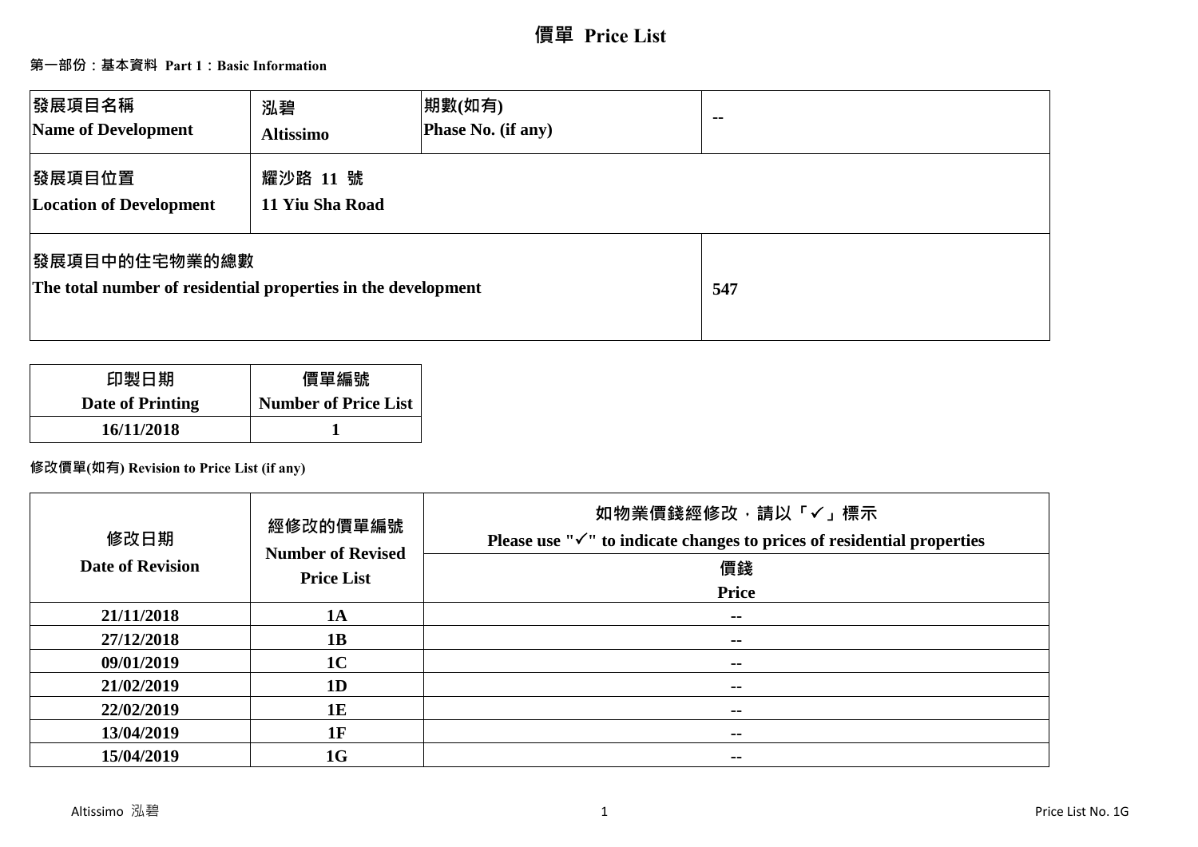# 價單 Price List

## 第一部份：基本資料 Part 1：Basic Information

| 發展項目名稱<br>Name of Development | 泓碧<br>Altissimo | 期數(如有)<br>Phase No. (if any) | -- |
|---|---|---|---|
| 發展項目位置<br>Location of Development | 耀沙路 11 號<br>11 Yiu Sha Road | | |
| 發展項目中的住宅物業的總數<br>The total number of residential properties in the development | | | 547 |

| 印製日期<br>Date of Printing | 價單編號<br>Number of Price List |
|---|---|
| 16/11/2018 | 1 |

### 修改價單(如有) Revision to Price List (if any)

| 修改日期<br>Date of Revision | 經修改的價單編號<br>Number of Revised Price List | 如物業價錢經修改，請以「✓」標示<br>Please use "✓" to indicate changes to prices of residential properties |
|---|---|---|
| | | 價錢<br>Price |
| 21/11/2018 | 1A | -- |
| 27/12/2018 | 1B | -- |
| 09/01/2019 | 1C | -- |
| 21/02/2019 | 1D | -- |
| 22/02/2019 | 1E | -- |
| 13/04/2019 | 1F | -- |
| 15/04/2019 | 1G | -- |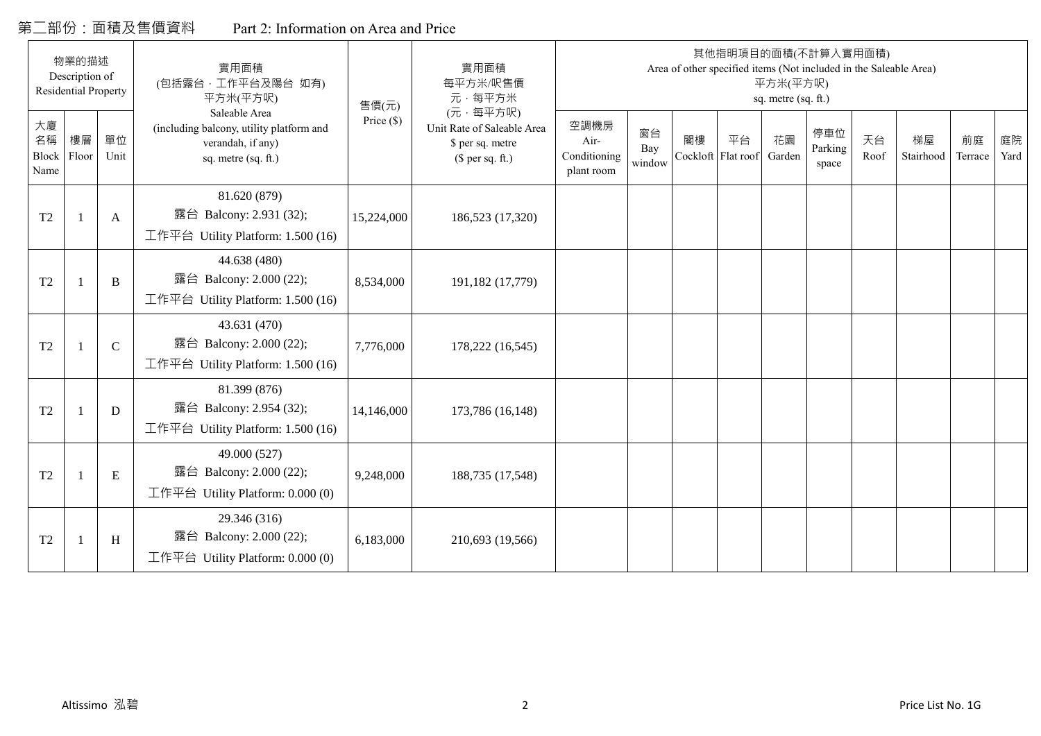## 第二部份：面積及售價資料　　Part 2: Information on Area and Price

| 物業的描述 Description of Residential Property | | | 實用面積 (包括露台．工作平台及陽台 如有) 平方米(平方呎) Saleable Area (including balcony, utility platform and verandah, if any) sq. metre (sq. ft.) | 售價(元) Price ($) | 實用面積 每平方米/呎售價 元．每平方米 (元．每平方呎) Unit Rate of Saleable Area $ per sq. metre ($ per sq. ft.) | 其他指明項目的面積(不計算入實用面積) Area of other specified items (Not included in the Saleable Area) 平方米(平方呎) sq. metre (sq. ft.) | | | | | | | | | |
|---|---|---|---|---|---|---|---|---|---|---|---|---|---|---|---|
| 大廈名稱 Block Name | 樓層 Floor | 單位 Unit | | | | 空調機房 Air-Conditioning plant room | 窗台 Bay window | 閣樓 Cockloft | 平台 Flat roof | 花園 Garden | 停車位 Parking space | 天台 Roof | 梯屋 Stairhood | 前庭 Terrace | 庭院 Yard |
| T2 | 1 | A | 81.620 (879) 露台 Balcony: 2.931 (32); 工作平台 Utility Platform: 1.500 (16) | 15,224,000 | 186,523 (17,320) | | | | | | | | | | |
| T2 | 1 | B | 44.638 (480) 露台 Balcony: 2.000 (22); 工作平台 Utility Platform: 1.500 (16) | 8,534,000 | 191,182 (17,779) | | | | | | | | | | |
| T2 | 1 | C | 43.631 (470) 露台 Balcony: 2.000 (22); 工作平台 Utility Platform: 1.500 (16) | 7,776,000 | 178,222 (16,545) | | | | | | | | | | |
| T2 | 1 | D | 81.399 (876) 露台 Balcony: 2.954 (32); 工作平台 Utility Platform: 1.500 (16) | 14,146,000 | 173,786 (16,148) | | | | | | | | | | |
| T2 | 1 | E | 49.000 (527) 露台 Balcony: 2.000 (22); 工作平台 Utility Platform: 0.000 (0) | 9,248,000 | 188,735 (17,548) | | | | | | | | | | |
| T2 | 1 | H | 29.346 (316) 露台 Balcony: 2.000 (22); 工作平台 Utility Platform: 0.000 (0) | 6,183,000 | 210,693 (19,566) | | | | | | | | | | |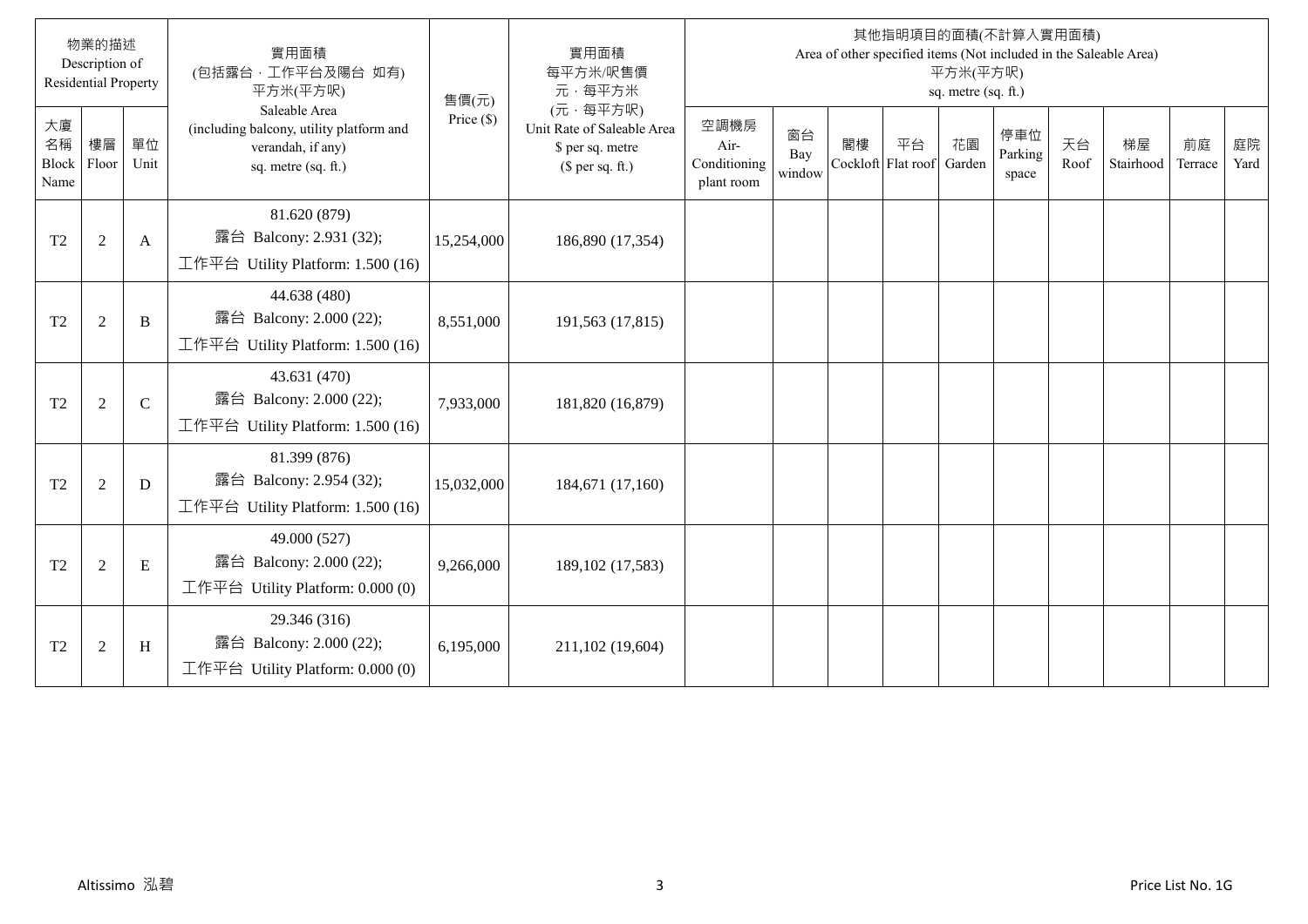| 物業的描述 Description of Residential Property | | | 實用面積 (包括露台，工作平台及陽台 如有) 平方米(平方呎) Saleable Area (including balcony, utility platform and verandah, if any) sq. metre (sq. ft.) | 售價(元) Price ($) | 實用面積 每平方米/呎售價 元，每平方米 (元，每平方呎) Unit Rate of Saleable Area $ per sq. metre ($ per sq. ft.) | 其他指明項目的面積(不計算入實用面積) Area of other specified items (Not included in the Saleable Area) 平方米(平方呎) sq. metre (sq. ft.) | | | | | | | | | |
|---|---|---|---|---|---|---|---|---|---|---|---|---|---|---|---|
| 大廈名稱 Block Name | 樓層 Floor | 單位 Unit | | | | 空調機房 Air-Conditioning plant room | 窗台 Bay window | 閣樓 Cockloft | 平台 Flat roof | 花園 Garden | 停車位 Parking space | 天台 Roof | 梯屋 Stairhood | 前庭 Terrace | 庭院 Yard |
| T2 | 2 | A | 81.620 (879) 露台 Balcony: 2.931 (32); 工作平台 Utility Platform: 1.500 (16) | 15,254,000 | 186,890 (17,354) | | | | | | | | | | |
| T2 | 2 | B | 44.638 (480) 露台 Balcony: 2.000 (22); 工作平台 Utility Platform: 1.500 (16) | 8,551,000 | 191,563 (17,815) | | | | | | | | | | |
| T2 | 2 | C | 43.631 (470) 露台 Balcony: 2.000 (22); 工作平台 Utility Platform: 1.500 (16) | 7,933,000 | 181,820 (16,879) | | | | | | | | | | |
| T2 | 2 | D | 81.399 (876) 露台 Balcony: 2.954 (32); 工作平台 Utility Platform: 1.500 (16) | 15,032,000 | 184,671 (17,160) | | | | | | | | | | |
| T2 | 2 | E | 49.000 (527) 露台 Balcony: 2.000 (22); 工作平台 Utility Platform: 0.000 (0) | 9,266,000 | 189,102 (17,583) | | | | | | | | | | |
| T2 | 2 | H | 29.346 (316) 露台 Balcony: 2.000 (22); 工作平台 Utility Platform: 0.000 (0) | 6,195,000 | 211,102 (19,604) | | | | | | | | | | |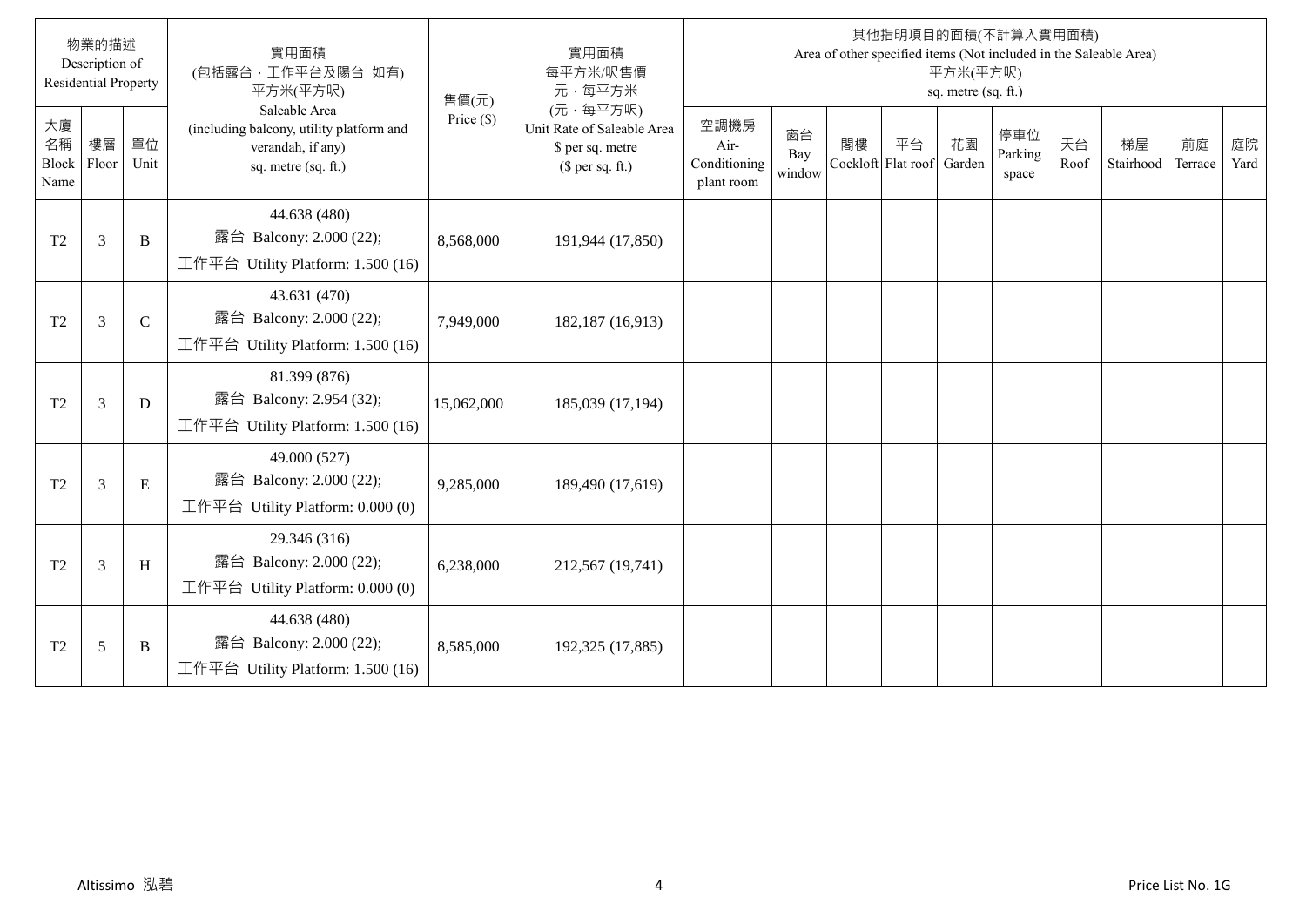| 物業的描述 Description of Residential Property | | | 實用面積 (包括露台，工作平台及陽台 如有) 平方米(平方呎) Saleable Area (including balcony, utility platform and verandah, if any) sq. metre (sq. ft.) | 售價(元) Price ($) | 實用面積 每平方米/呎售價 元，每平方米 (元，每平方呎) Unit Rate of Saleable Area $ per sq. metre ($ per sq. ft.) | 其他指明項目的面積(不計算入實用面積) Area of other specified items (Not included in the Saleable Area) 平方米(平方呎) sq. metre (sq. ft.) | | | | | | | | | |
|---|---|---|---|---|---|---|---|---|---|---|---|---|---|---|---|
| 大廈名稱 Block Name | 樓層 Floor | 單位 Unit | | | | 空調機房 Air-Conditioning plant room | 窗台 Bay window | 閣樓 Cockloft | 平台 Flat roof | 花園 Garden | 停車位 Parking space | 天台 Roof | 梯屋 Stairhood | 前庭 Terrace | 庭院 Yard |
| T2 | 3 | B | 44.638 (480) 露台 Balcony: 2.000 (22); 工作平台 Utility Platform: 1.500 (16) | 8,568,000 | 191,944 (17,850) | | | | | | | | | | |
| T2 | 3 | C | 43.631 (470) 露台 Balcony: 2.000 (22); 工作平台 Utility Platform: 1.500 (16) | 7,949,000 | 182,187 (16,913) | | | | | | | | | | |
| T2 | 3 | D | 81.399 (876) 露台 Balcony: 2.954 (32); 工作平台 Utility Platform: 1.500 (16) | 15,062,000 | 185,039 (17,194) | | | | | | | | | | |
| T2 | 3 | E | 49.000 (527) 露台 Balcony: 2.000 (22); 工作平台 Utility Platform: 0.000 (0) | 9,285,000 | 189,490 (17,619) | | | | | | | | | | |
| T2 | 3 | H | 29.346 (316) 露台 Balcony: 2.000 (22); 工作平台 Utility Platform: 0.000 (0) | 6,238,000 | 212,567 (19,741) | | | | | | | | | | |
| T2 | 5 | B | 44.638 (480) 露台 Balcony: 2.000 (22); 工作平台 Utility Platform: 1.500 (16) | 8,585,000 | 192,325 (17,885) | | | | | | | | | | |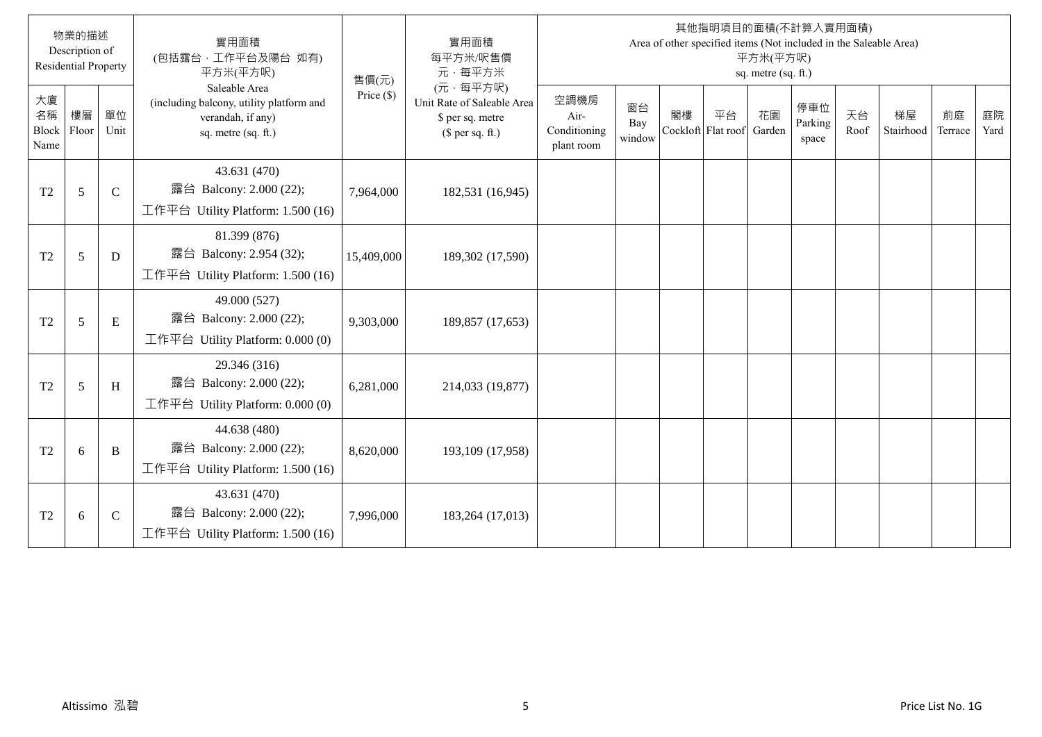| 物業的描述 Description of Residential Property | | | 實用面積 (包括露台，工作平台及陽台 如有) 平方米(平方呎) Saleable Area (including balcony, utility platform and verandah, if any) sq. metre (sq. ft.) | 售價(元) Price ($) | 實用面積 每平方米/呎售價 元，每平方米 (元，每平方呎) Unit Rate of Saleable Area $ per sq. metre ($ per sq. ft.) | 其他指明項目的面積(不計算入實用面積) Area of other specified items (Not included in the Saleable Area) 平方米(平方呎) sq. metre (sq. ft.) | | | | | | | | | |
|---|---|---|---|---|---|---|---|---|---|---|---|---|---|---|---|
| 大廈名稱 Block Name | 樓層 Floor | 單位 Unit | | | | 空調機房 Air-Conditioning plant room | 窗台 Bay window | 閣樓 Cockloft | 平台 Flat roof | 花園 Garden | 停車位 Parking space | 天台 Roof | 梯屋 Stairhood | 前庭 Terrace | 庭院 Yard |
| T2 | 5 | C | 43.631 (470) 露台 Balcony: 2.000 (22); 工作平台 Utility Platform: 1.500 (16) | 7,964,000 | 182,531 (16,945) | | | | | | | | | | |
| T2 | 5 | D | 81.399 (876) 露台 Balcony: 2.954 (32); 工作平台 Utility Platform: 1.500 (16) | 15,409,000 | 189,302 (17,590) | | | | | | | | | | |
| T2 | 5 | E | 49.000 (527) 露台 Balcony: 2.000 (22); 工作平台 Utility Platform: 0.000 (0) | 9,303,000 | 189,857 (17,653) | | | | | | | | | | |
| T2 | 5 | H | 29.346 (316) 露台 Balcony: 2.000 (22); 工作平台 Utility Platform: 0.000 (0) | 6,281,000 | 214,033 (19,877) | | | | | | | | | | |
| T2 | 6 | B | 44.638 (480) 露台 Balcony: 2.000 (22); 工作平台 Utility Platform: 1.500 (16) | 8,620,000 | 193,109 (17,958) | | | | | | | | | | |
| T2 | 6 | C | 43.631 (470) 露台 Balcony: 2.000 (22); 工作平台 Utility Platform: 1.500 (16) | 7,996,000 | 183,264 (17,013) | | | | | | | | | | |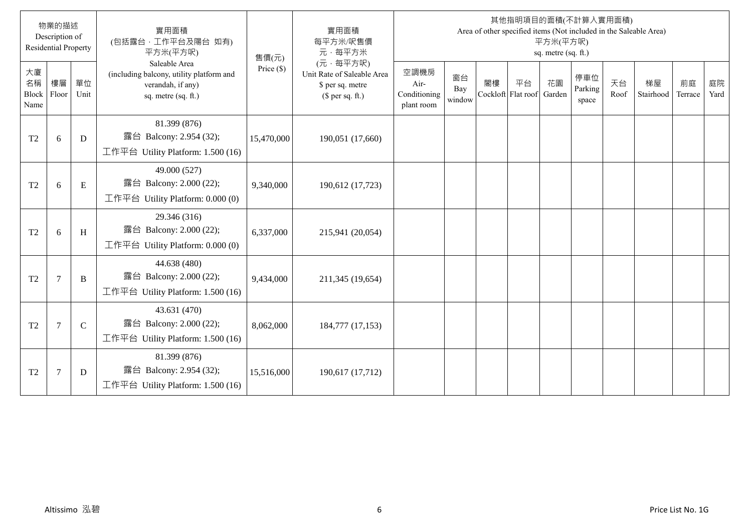| 物業的描述 Description of Residential Property | | | 實用面積 (包括露台，工作平台及陽台 如有) 平方米(平方呎) Saleable Area (including balcony, utility platform and verandah, if any) sq. metre (sq. ft.) | 售價(元) Price ($) | 實用面積 每平方米/呎售價 元，每平方米 (元，每平方呎) Unit Rate of Saleable Area $ per sq. metre ($ per sq. ft.) | 其他指明項目的面積(不計算入實用面積) Area of other specified items (Not included in the Saleable Area) 平方米(平方呎) sq. metre (sq. ft.) | | | | | | | | | |
|---|---|---|---|---|---|---|---|---|---|---|---|---|---|---|---|
| 大廈名稱 Block Name | 樓層 Floor | 單位 Unit | | | | 空調機房 Air-Conditioning plant room | 窗台 Bay window | 閣樓 Cockloft | 平台 Flat roof | 花園 Garden | 停車位 Parking space | 天台 Roof | 梯屋 Stairhood | 前庭 Terrace | 庭院 Yard |
| T2 | 6 | D | 81.399 (876) 露台 Balcony: 2.954 (32); 工作平台 Utility Platform: 1.500 (16) | 15,470,000 | 190,051 (17,660) | | | | | | | | | | |
| T2 | 6 | E | 49.000 (527) 露台 Balcony: 2.000 (22); 工作平台 Utility Platform: 0.000 (0) | 9,340,000 | 190,612 (17,723) | | | | | | | | | | |
| T2 | 6 | H | 29.346 (316) 露台 Balcony: 2.000 (22); 工作平台 Utility Platform: 0.000 (0) | 6,337,000 | 215,941 (20,054) | | | | | | | | | | |
| T2 | 7 | B | 44.638 (480) 露台 Balcony: 2.000 (22); 工作平台 Utility Platform: 1.500 (16) | 9,434,000 | 211,345 (19,654) | | | | | | | | | | |
| T2 | 7 | C | 43.631 (470) 露台 Balcony: 2.000 (22); 工作平台 Utility Platform: 1.500 (16) | 8,062,000 | 184,777 (17,153) | | | | | | | | | | |
| T2 | 7 | D | 81.399 (876) 露台 Balcony: 2.954 (32); 工作平台 Utility Platform: 1.500 (16) | 15,516,000 | 190,617 (17,712) | | | | | | | | | | |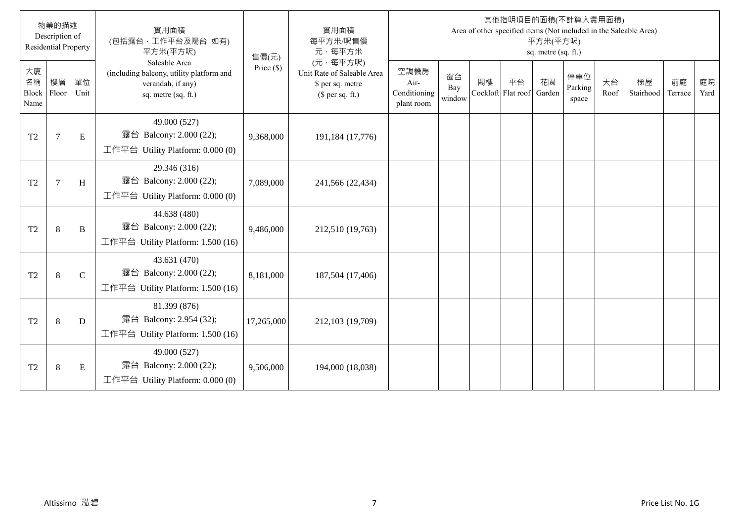| 物業的描述 Description of Residential Property | | | 實用面積 (包括露台，工作平台及陽台 如有) 平方米(平方呎) Saleable Area (including balcony, utility platform and verandah, if any) sq. metre (sq. ft.) | 售價(元) Price ($) | 實用面積 每平方米/呎售價 元，每平方米 (元，每平方呎) Unit Rate of Saleable Area $ per sq. metre ($ per sq. ft.) | 其他指明項目的面積(不計算入實用面積) Area of other specified items (Not included in the Saleable Area) 平方米(平方呎) sq. metre (sq. ft.) | | | | | | | | | |
|---|---|---|---|---|---|---|---|---|---|---|---|---|---|---|---|
| 大廈名稱 Block Name | 樓層 Floor | 單位 Unit | | | | 空調機房 Air-Conditioning plant room | 窗台 Bay window | 閣樓 Cockloft | 平台 Flat roof | 花園 Garden | 停車位 Parking space | 天台 Roof | 梯屋 Stairhood | 前庭 Terrace | 庭院 Yard |
| T2 | 7 | E | 49.000 (527) 露台 Balcony: 2.000 (22); 工作平台 Utility Platform: 0.000 (0) | 9,368,000 | 191,184 (17,776) | | | | | | | | | | |
| T2 | 7 | H | 29.346 (316) 露台 Balcony: 2.000 (22); 工作平台 Utility Platform: 0.000 (0) | 7,089,000 | 241,566 (22,434) | | | | | | | | | | |
| T2 | 8 | B | 44.638 (480) 露台 Balcony: 2.000 (22); 工作平台 Utility Platform: 1.500 (16) | 9,486,000 | 212,510 (19,763) | | | | | | | | | | |
| T2 | 8 | C | 43.631 (470) 露台 Balcony: 2.000 (22); 工作平台 Utility Platform: 1.500 (16) | 8,181,000 | 187,504 (17,406) | | | | | | | | | | |
| T2 | 8 | D | 81.399 (876) 露台 Balcony: 2.954 (32); 工作平台 Utility Platform: 1.500 (16) | 17,265,000 | 212,103 (19,709) | | | | | | | | | | |
| T2 | 8 | E | 49.000 (527) 露台 Balcony: 2.000 (22); 工作平台 Utility Platform: 0.000 (0) | 9,506,000 | 194,000 (18,038) | | | | | | | | | | |

Altissimo 泓碧

Price List No. 1G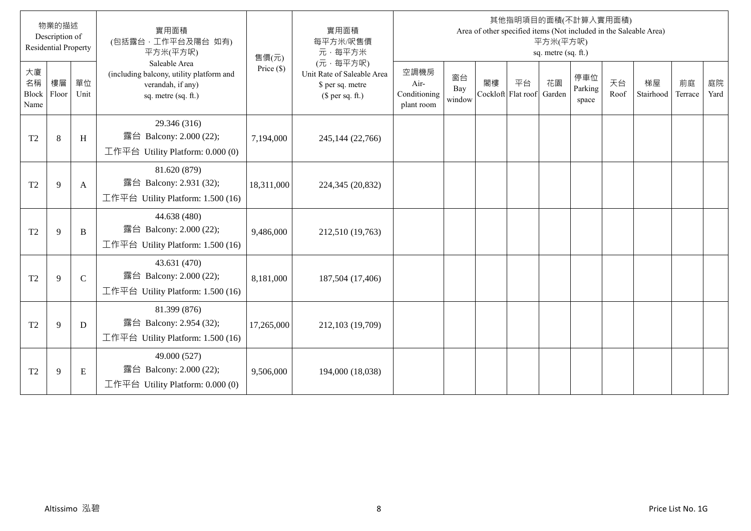| 物業的描述 Description of Residential Property | | | 實用面積 (包括露台，工作平台及陽台 如有) 平方米(平方呎) Saleable Area (including balcony, utility platform and verandah, if any) sq. metre (sq. ft.) | 售價(元) Price ($) | 實用面積 每平方米/呎售價 元，每平方米 (元，每平方呎) Unit Rate of Saleable Area $ per sq. metre ($ per sq. ft.) | 其他指明項目的面積(不計算入實用面積) Area of other specified items (Not included in the Saleable Area) 平方米(平方呎) sq. metre (sq. ft.) | | | | | | | | | |
|---|---|---|---|---|---|---|---|---|---|---|---|---|---|---|---|
| 大廈名稱 Block Name | 樓層 Floor | 單位 Unit | | | | 空調機房 Air-Conditioning plant room | 窗台 Bay window | 閣樓 Cockloft | 平台 Flat roof | 花園 Garden | 停車位 Parking space | 天台 Roof | 梯屋 Stairhood | 前庭 Terrace | 庭院 Yard |
| T2 | 8 | H | 29.346 (316) 露台 Balcony: 2.000 (22); 工作平台 Utility Platform: 0.000 (0) | 7,194,000 | 245,144 (22,766) | | | | | | | | | | |
| T2 | 9 | A | 81.620 (879) 露台 Balcony: 2.931 (32); 工作平台 Utility Platform: 1.500 (16) | 18,311,000 | 224,345 (20,832) | | | | | | | | | | |
| T2 | 9 | B | 44.638 (480) 露台 Balcony: 2.000 (22); 工作平台 Utility Platform: 1.500 (16) | 9,486,000 | 212,510 (19,763) | | | | | | | | | | |
| T2 | 9 | C | 43.631 (470) 露台 Balcony: 2.000 (22); 工作平台 Utility Platform: 1.500 (16) | 8,181,000 | 187,504 (17,406) | | | | | | | | | | |
| T2 | 9 | D | 81.399 (876) 露台 Balcony: 2.954 (32); 工作平台 Utility Platform: 1.500 (16) | 17,265,000 | 212,103 (19,709) | | | | | | | | | | |
| T2 | 9 | E | 49.000 (527) 露台 Balcony: 2.000 (22); 工作平台 Utility Platform: 0.000 (0) | 9,506,000 | 194,000 (18,038) | | | | | | | | | | |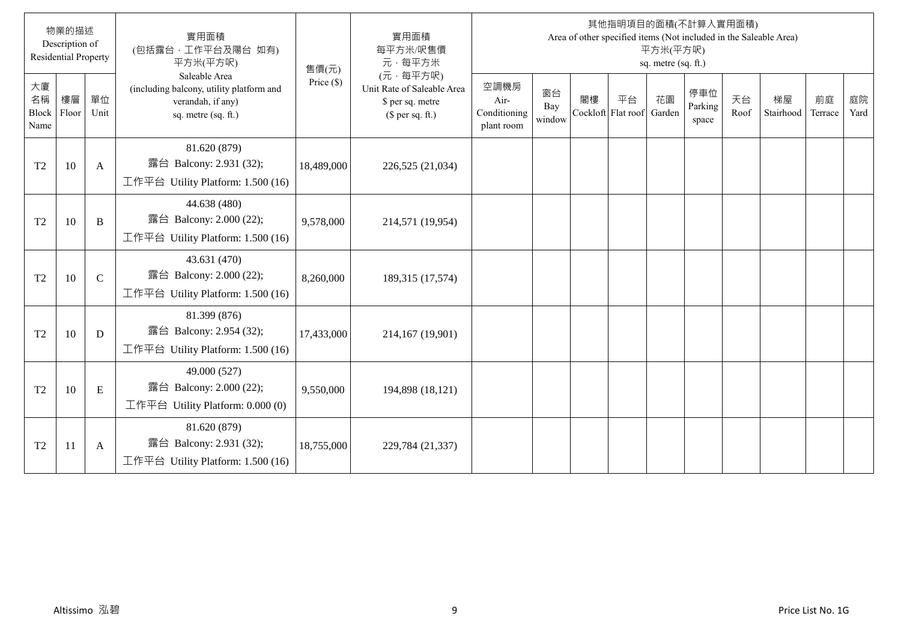| 物業的描述 Description of Residential Property | | | 實用面積 (包括露台，工作平台及陽台 如有) 平方米(平方呎) Saleable Area (including balcony, utility platform and verandah, if any) sq. metre (sq. ft.) | 售價(元) Price ($) | 實用面積 每平方米/呎售價 元，每平方米 (元，每平方呎) Unit Rate of Saleable Area $ per sq. metre ($ per sq. ft.) | 其他指明項目的面積(不計算入實用面積) Area of other specified items (Not included in the Saleable Area) 平方米(平方呎) sq. metre (sq. ft.) | | | | | | | | | |
|---|---|---|---|---|---|---|---|---|---|---|---|---|---|---|---|
| 大廈名稱 Block Name | 樓層 Floor | 單位 Unit | | | | 空調機房 Air-Conditioning plant room | 窗台 Bay window | 閣樓 Cockloft | 平台 Flat roof | 花園 Garden | 停車位 Parking space | 天台 Roof | 梯屋 Stairhood | 前庭 Terrace | 庭院 Yard |
| T2 | 10 | A | 81.620 (879) 露台 Balcony: 2.931 (32); 工作平台 Utility Platform: 1.500 (16) | 18,489,000 | 226,525 (21,034) | | | | | | | | | | |
| T2 | 10 | B | 44.638 (480) 露台 Balcony: 2.000 (22); 工作平台 Utility Platform: 1.500 (16) | 9,578,000 | 214,571 (19,954) | | | | | | | | | | |
| T2 | 10 | C | 43.631 (470) 露台 Balcony: 2.000 (22); 工作平台 Utility Platform: 1.500 (16) | 8,260,000 | 189,315 (17,574) | | | | | | | | | | |
| T2 | 10 | D | 81.399 (876) 露台 Balcony: 2.954 (32); 工作平台 Utility Platform: 1.500 (16) | 17,433,000 | 214,167 (19,901) | | | | | | | | | | |
| T2 | 10 | E | 49.000 (527) 露台 Balcony: 2.000 (22); 工作平台 Utility Platform: 0.000 (0) | 9,550,000 | 194,898 (18,121) | | | | | | | | | | |
| T2 | 11 | A | 81.620 (879) 露台 Balcony: 2.931 (32); 工作平台 Utility Platform: 1.500 (16) | 18,755,000 | 229,784 (21,337) | | | | | | | | | | |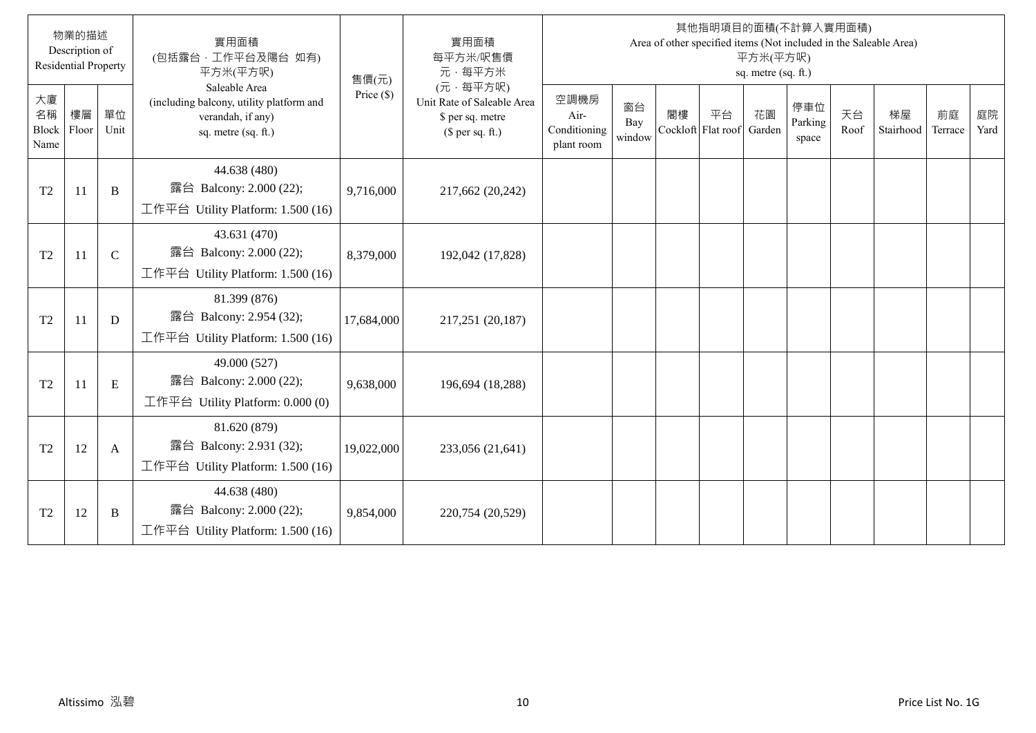| 物業的描述 Description of Residential Property | | | 實用面積 (包括露台，工作平台及陽台 如有) 平方米(平方呎) Saleable Area (including balcony, utility platform and verandah, if any) sq. metre (sq. ft.) | 售價(元) Price ($) | 實用面積 每平方米/呎售價 元，每平方米 (元，每平方呎) Unit Rate of Saleable Area $ per sq. metre ($ per sq. ft.) | 其他指明項目的面積(不計算入實用面積) Area of other specified items (Not included in the Saleable Area) 平方米(平方呎) sq. metre (sq. ft.) | | | | | | | | | |
|---|---|---|---|---|---|---|---|---|---|---|---|---|---|---|---|
| 大廈名稱 Block Name | 樓層 Floor | 單位 Unit | | | | 空調機房 Air-Conditioning plant room | 窗台 Bay window | 閣樓 Cockloft | 平台 Flat roof | 花園 Garden | 停車位 Parking space | 天台 Roof | 梯屋 Stairhood | 前庭 Terrace | 庭院 Yard |
| T2 | 11 | B | 44.638 (480) 露台 Balcony: 2.000 (22); 工作平台 Utility Platform: 1.500 (16) | 9,716,000 | 217,662 (20,242) | | | | | | | | | | |
| T2 | 11 | C | 43.631 (470) 露台 Balcony: 2.000 (22); 工作平台 Utility Platform: 1.500 (16) | 8,379,000 | 192,042 (17,828) | | | | | | | | | | |
| T2 | 11 | D | 81.399 (876) 露台 Balcony: 2.954 (32); 工作平台 Utility Platform: 1.500 (16) | 17,684,000 | 217,251 (20,187) | | | | | | | | | | |
| T2 | 11 | E | 49.000 (527) 露台 Balcony: 2.000 (22); 工作平台 Utility Platform: 0.000 (0) | 9,638,000 | 196,694 (18,288) | | | | | | | | | | |
| T2 | 12 | A | 81.620 (879) 露台 Balcony: 2.931 (32); 工作平台 Utility Platform: 1.500 (16) | 19,022,000 | 233,056 (21,641) | | | | | | | | | | |
| T2 | 12 | B | 44.638 (480) 露台 Balcony: 2.000 (22); 工作平台 Utility Platform: 1.500 (16) | 9,854,000 | 220,754 (20,529) | | | | | | | | | | |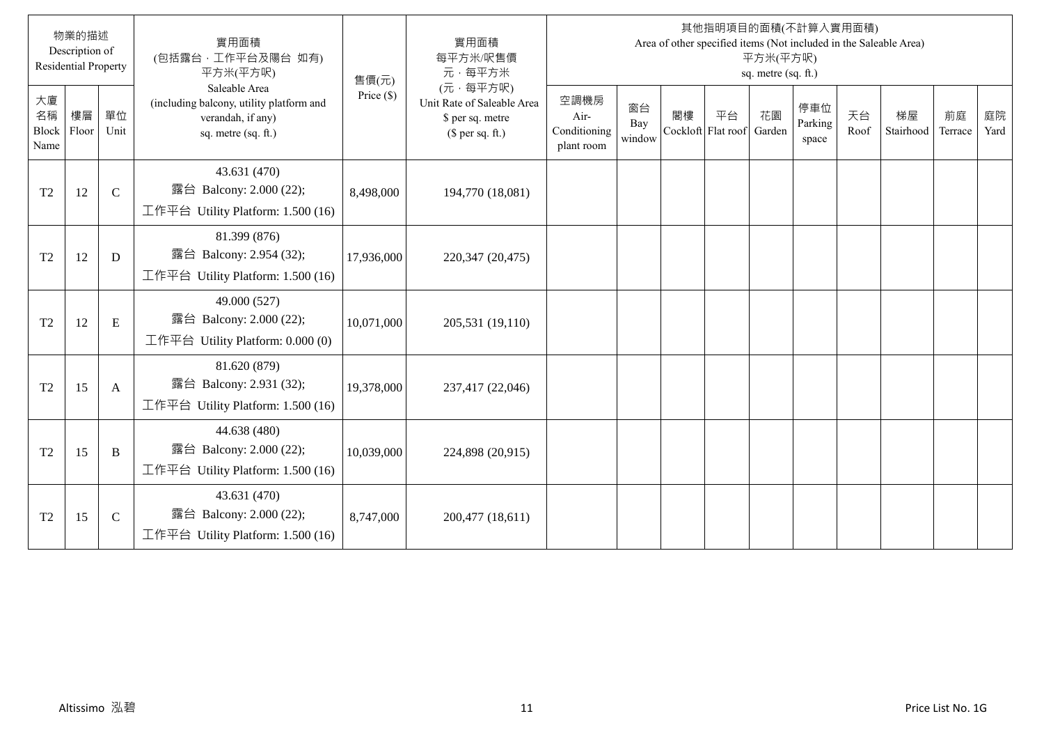| 物業的描述 Description of Residential Property | | | 實用面積 (包括露台，工作平台及陽台 如有) 平方米(平方呎) Saleable Area (including balcony, utility platform and verandah, if any) sq. metre (sq. ft.) | 售價(元) Price ($) | 實用面積 每平方米/呎售價 元，每平方米 (元，每平方呎) Unit Rate of Saleable Area $ per sq. metre ($ per sq. ft.) | 其他指明項目的面積(不計算入實用面積) Area of other specified items (Not included in the Saleable Area) 平方米(平方呎) sq. metre (sq. ft.) | | | | | | | | | |
|---|---|---|---|---|---|---|---|---|---|---|---|---|---|---|---|
| 大廈名稱 Block Name | 樓層 Floor | 單位 Unit | | | | 空調機房 Air-Conditioning plant room | 窗台 Bay window | 閣樓 Cockloft | 平台 Flat roof | 花園 Garden | 停車位 Parking space | 天台 Roof | 梯屋 Stairhood | 前庭 Terrace | 庭院 Yard |
| T2 | 12 | C | 43.631 (470) 露台 Balcony: 2.000 (22); 工作平台 Utility Platform: 1.500 (16) | 8,498,000 | 194,770 (18,081) | | | | | | | | | | |
| T2 | 12 | D | 81.399 (876) 露台 Balcony: 2.954 (32); 工作平台 Utility Platform: 1.500 (16) | 17,936,000 | 220,347 (20,475) | | | | | | | | | | |
| T2 | 12 | E | 49.000 (527) 露台 Balcony: 2.000 (22); 工作平台 Utility Platform: 0.000 (0) | 10,071,000 | 205,531 (19,110) | | | | | | | | | | |
| T2 | 15 | A | 81.620 (879) 露台 Balcony: 2.931 (32); 工作平台 Utility Platform: 1.500 (16) | 19,378,000 | 237,417 (22,046) | | | | | | | | | | |
| T2 | 15 | B | 44.638 (480) 露台 Balcony: 2.000 (22); 工作平台 Utility Platform: 1.500 (16) | 10,039,000 | 224,898 (20,915) | | | | | | | | | | |
| T2 | 15 | C | 43.631 (470) 露台 Balcony: 2.000 (22); 工作平台 Utility Platform: 1.500 (16) | 8,747,000 | 200,477 (18,611) | | | | | | | | | | |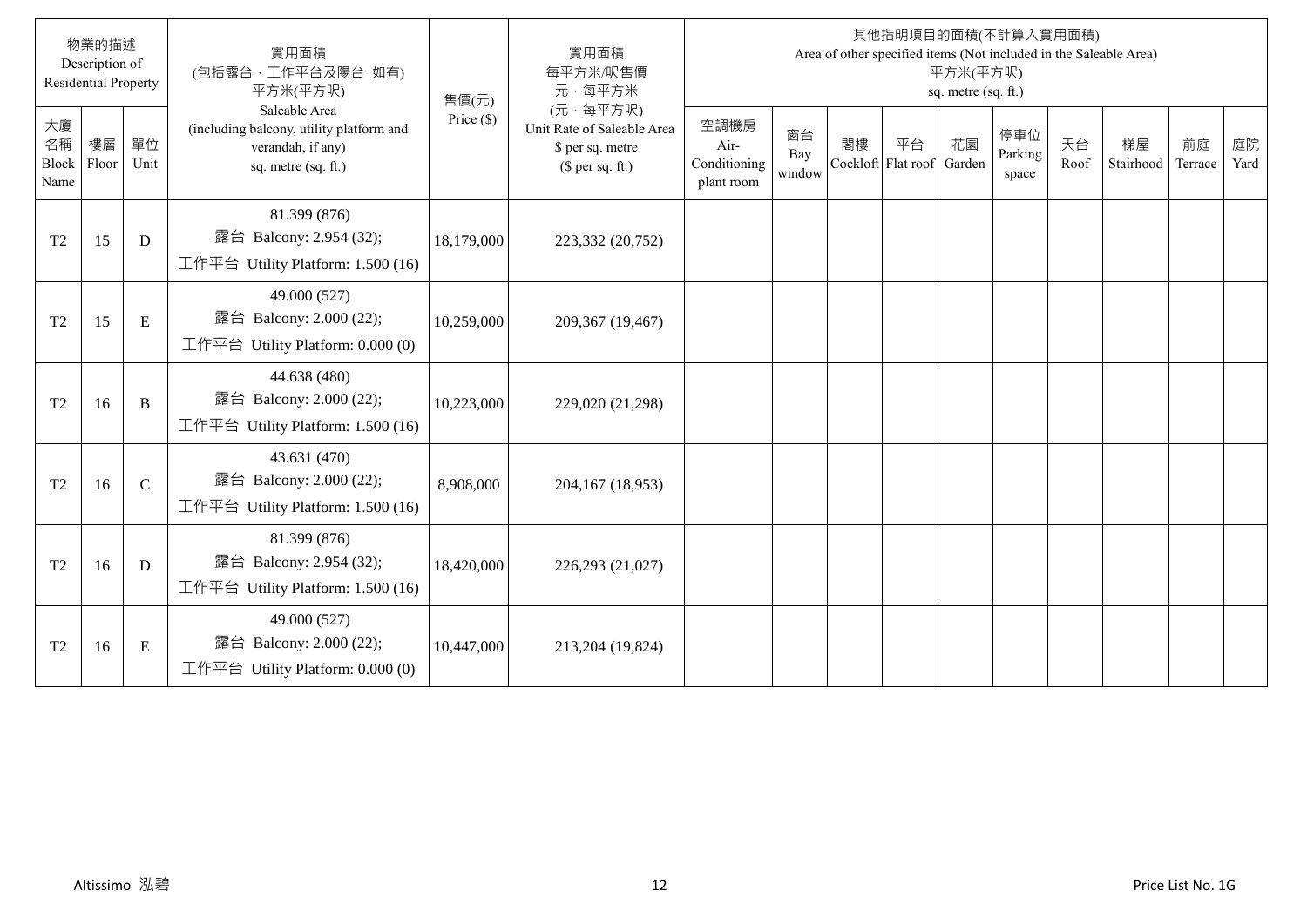| 物業的描述 Description of Residential Property | | | 實用面積 (包括露台，工作平台及陽台 如有) 平方米(平方呎) Saleable Area (including balcony, utility platform and verandah, if any) sq. metre (sq. ft.) | 售價(元) Price ($) | 實用面積 每平方米/呎售價 元，每平方米 (元，每平方呎) Unit Rate of Saleable Area $ per sq. metre ($ per sq. ft.) | 其他指明項目的面積(不計算入實用面積) Area of other specified items (Not included in the Saleable Area) 平方米(平方呎) sq. metre (sq. ft.) | | | | | | | | | |
|---|---|---|---|---|---|---|---|---|---|---|---|---|---|---|---|
| 大廈名稱 Block Name | 樓層 Floor | 單位 Unit | | | | 空調機房 Air-Conditioning plant room | 窗台 Bay window | 閣樓 Cockloft | 平台 Flat roof | 花園 Garden | 停車位 Parking space | 天台 Roof | 梯屋 Stairhood | 前庭 Terrace | 庭院 Yard |
| T2 | 15 | D | 81.399 (876) 露台 Balcony: 2.954 (32); 工作平台 Utility Platform: 1.500 (16) | 18,179,000 | 223,332 (20,752) | | | | | | | | | | |
| T2 | 15 | E | 49.000 (527) 露台 Balcony: 2.000 (22); 工作平台 Utility Platform: 0.000 (0) | 10,259,000 | 209,367 (19,467) | | | | | | | | | | |
| T2 | 16 | B | 44.638 (480) 露台 Balcony: 2.000 (22); 工作平台 Utility Platform: 1.500 (16) | 10,223,000 | 229,020 (21,298) | | | | | | | | | | |
| T2 | 16 | C | 43.631 (470) 露台 Balcony: 2.000 (22); 工作平台 Utility Platform: 1.500 (16) | 8,908,000 | 204,167 (18,953) | | | | | | | | | | |
| T2 | 16 | D | 81.399 (876) 露台 Balcony: 2.954 (32); 工作平台 Utility Platform: 1.500 (16) | 18,420,000 | 226,293 (21,027) | | | | | | | | | | |
| T2 | 16 | E | 49.000 (527) 露台 Balcony: 2.000 (22); 工作平台 Utility Platform: 0.000 (0) | 10,447,000 | 213,204 (19,824) | | | | | | | | | | |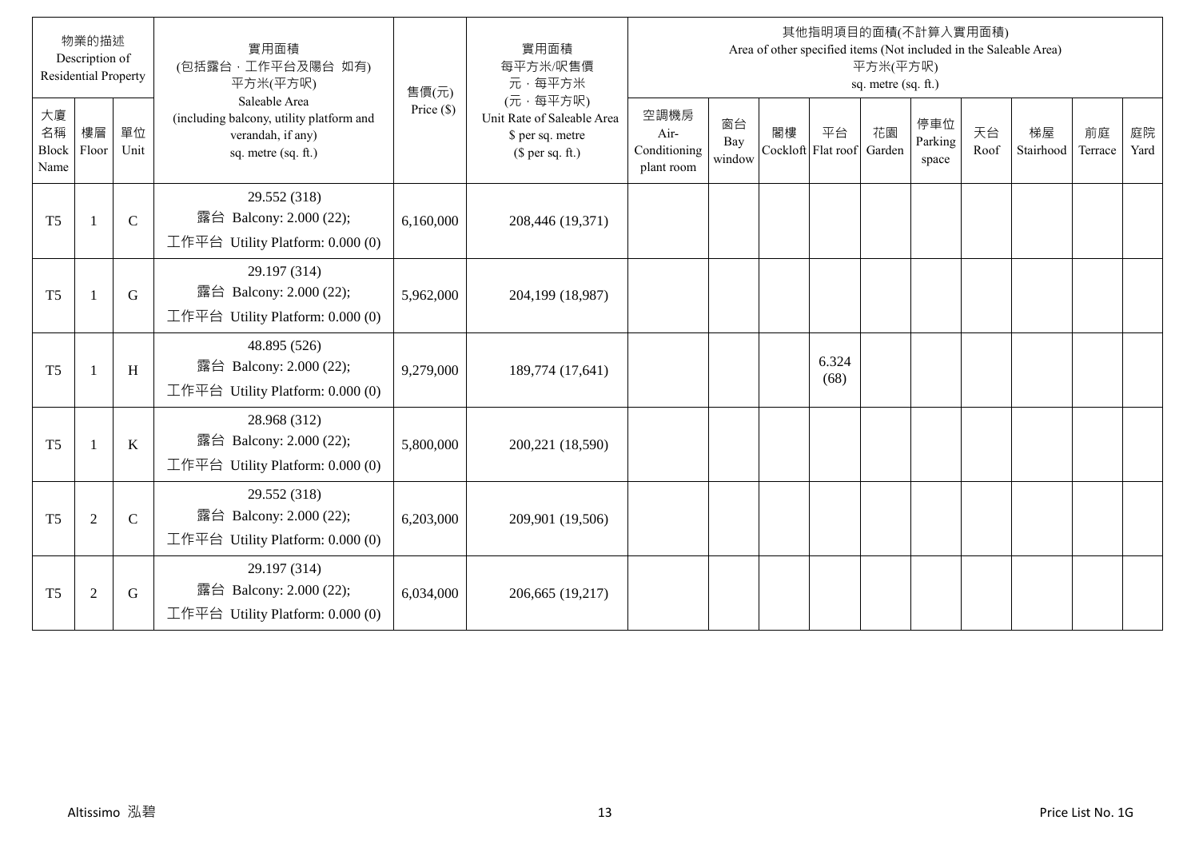| 物業的描述 Description of Residential Property | | | 實用面積 (包括露台，工作平台及陽台 如有) 平方米(平方呎) Saleable Area (including balcony, utility platform and verandah, if any) sq. metre (sq. ft.) | 售價(元) Price ($) | 實用面積 每平方米/呎售價 元，每平方米 (元，每平方呎) Unit Rate of Saleable Area $ per sq. metre ($ per sq. ft.) | 其他指明項目的面積(不計算入實用面積) Area of other specified items (Not included in the Saleable Area) 平方米(平方呎) sq. metre (sq. ft.) | | | | | | | | | |
|---|---|---|---|---|---|---|---|---|---|---|---|---|---|---|---|
| 大廈名稱 Block Name | 樓層 Floor | 單位 Unit | | | | 空調機房 Air-Conditioning plant room | 窗台 Bay window | 閣樓 Cockloft | 平台 Flat roof | 花園 Garden | 停車位 Parking space | 天台 Roof | 梯屋 Stairhood | 前庭 Terrace | 庭院 Yard |
| T5 | 1 | C | 29.552 (318) 露台 Balcony: 2.000 (22); 工作平台 Utility Platform: 0.000 (0) | 6,160,000 | 208,446 (19,371) | | | | | | | | | | |
| T5 | 1 | G | 29.197 (314) 露台 Balcony: 2.000 (22); 工作平台 Utility Platform: 0.000 (0) | 5,962,000 | 204,199 (18,987) | | | | | | | | | | |
| T5 | 1 | H | 48.895 (526) 露台 Balcony: 2.000 (22); 工作平台 Utility Platform: 0.000 (0) | 9,279,000 | 189,774 (17,641) | | | | 6.324 (68) | | | | | | |
| T5 | 1 | K | 28.968 (312) 露台 Balcony: 2.000 (22); 工作平台 Utility Platform: 0.000 (0) | 5,800,000 | 200,221 (18,590) | | | | | | | | | | |
| T5 | 2 | C | 29.552 (318) 露台 Balcony: 2.000 (22); 工作平台 Utility Platform: 0.000 (0) | 6,203,000 | 209,901 (19,506) | | | | | | | | | | |
| T5 | 2 | G | 29.197 (314) 露台 Balcony: 2.000 (22); 工作平台 Utility Platform: 0.000 (0) | 6,034,000 | 206,665 (19,217) | | | | | | | | | | |

Altissimo 泓碧

Price List No. 1G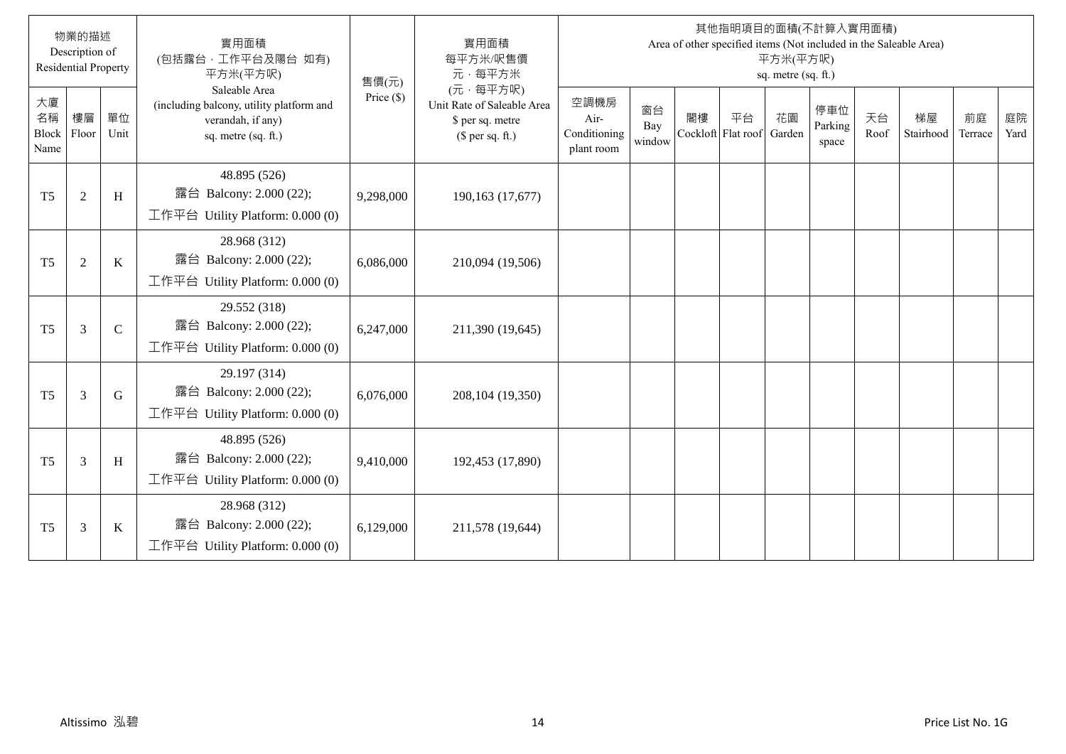| 物業的描述 Description of Residential Property | | | 實用面積 (包括露台，工作平台及陽台 如有) 平方米(平方呎) Saleable Area (including balcony, utility platform and verandah, if any) sq. metre (sq. ft.) | 售價(元) Price ($) | 實用面積 每平方米/呎售價 元，每平方米 (元，每平方呎) Unit Rate of Saleable Area $ per sq. metre ($ per sq. ft.) | 其他指明項目的面積(不計算入實用面積) Area of other specified items (Not included in the Saleable Area) 平方米(平方呎) sq. metre (sq. ft.) | | | | | | | | | |
|---|---|---|---|---|---|---|---|---|---|---|---|---|---|---|---|
| 大廈名稱 Block Name | 樓層 Floor | 單位 Unit | | | | 空調機房 Air-Conditioning plant room | 窗台 Bay window | 閣樓 Cockloft | 平台 Flat roof | 花園 Garden | 停車位 Parking space | 天台 Roof | 梯屋 Stairhood | 前庭 Terrace | 庭院 Yard |
| T5 | 2 | H | 48.895 (526) 露台 Balcony: 2.000 (22); 工作平台 Utility Platform: 0.000 (0) | 9,298,000 | 190,163 (17,677) | | | | | | | | | | |
| T5 | 2 | K | 28.968 (312) 露台 Balcony: 2.000 (22); 工作平台 Utility Platform: 0.000 (0) | 6,086,000 | 210,094 (19,506) | | | | | | | | | | |
| T5 | 3 | C | 29.552 (318) 露台 Balcony: 2.000 (22); 工作平台 Utility Platform: 0.000 (0) | 6,247,000 | 211,390 (19,645) | | | | | | | | | | |
| T5 | 3 | G | 29.197 (314) 露台 Balcony: 2.000 (22); 工作平台 Utility Platform: 0.000 (0) | 6,076,000 | 208,104 (19,350) | | | | | | | | | | |
| T5 | 3 | H | 48.895 (526) 露台 Balcony: 2.000 (22); 工作平台 Utility Platform: 0.000 (0) | 9,410,000 | 192,453 (17,890) | | | | | | | | | | |
| T5 | 3 | K | 28.968 (312) 露台 Balcony: 2.000 (22); 工作平台 Utility Platform: 0.000 (0) | 6,129,000 | 211,578 (19,644) | | | | | | | | | | |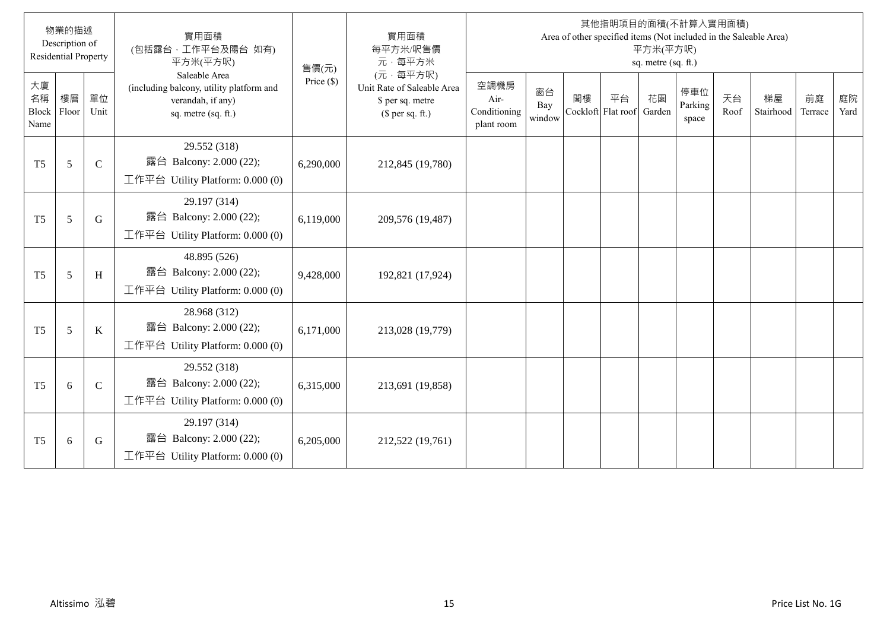| 物業的描述 Description of Residential Property | | | 實用面積 (包括露台，工作平台及陽台 如有) 平方米(平方呎) Saleable Area (including balcony, utility platform and verandah, if any) sq. metre (sq. ft.) | 售價(元) Price ($) | 實用面積 每平方米/呎售價 元，每平方米 (元，每平方呎) Unit Rate of Saleable Area $ per sq. metre ($ per sq. ft.) | 其他指明項目的面積(不計算入實用面積) Area of other specified items (Not included in the Saleable Area) 平方米(平方呎) sq. metre (sq. ft.) | | | | | | | | | |
|---|---|---|---|---|---|---|---|---|---|---|---|---|---|---|---|
| 大廈名稱 Block Name | 樓層 Floor | 單位 Unit | | | | 空調機房 Air-Conditioning plant room | 窗台 Bay window | 閣樓 Cockloft | 平台 Flat roof | 花園 Garden | 停車位 Parking space | 天台 Roof | 梯屋 Stairhood | 前庭 Terrace | 庭院 Yard |
| T5 | 5 | C | 29.552 (318) 露台 Balcony: 2.000 (22); 工作平台 Utility Platform: 0.000 (0) | 6,290,000 | 212,845 (19,780) | | | | | | | | | | |
| T5 | 5 | G | 29.197 (314) 露台 Balcony: 2.000 (22); 工作平台 Utility Platform: 0.000 (0) | 6,119,000 | 209,576 (19,487) | | | | | | | | | | |
| T5 | 5 | H | 48.895 (526) 露台 Balcony: 2.000 (22); 工作平台 Utility Platform: 0.000 (0) | 9,428,000 | 192,821 (17,924) | | | | | | | | | | |
| T5 | 5 | K | 28.968 (312) 露台 Balcony: 2.000 (22); 工作平台 Utility Platform: 0.000 (0) | 6,171,000 | 213,028 (19,779) | | | | | | | | | | |
| T5 | 6 | C | 29.552 (318) 露台 Balcony: 2.000 (22); 工作平台 Utility Platform: 0.000 (0) | 6,315,000 | 213,691 (19,858) | | | | | | | | | | |
| T5 | 6 | G | 29.197 (314) 露台 Balcony: 2.000 (22); 工作平台 Utility Platform: 0.000 (0) | 6,205,000 | 212,522 (19,761) | | | | | | | | | | |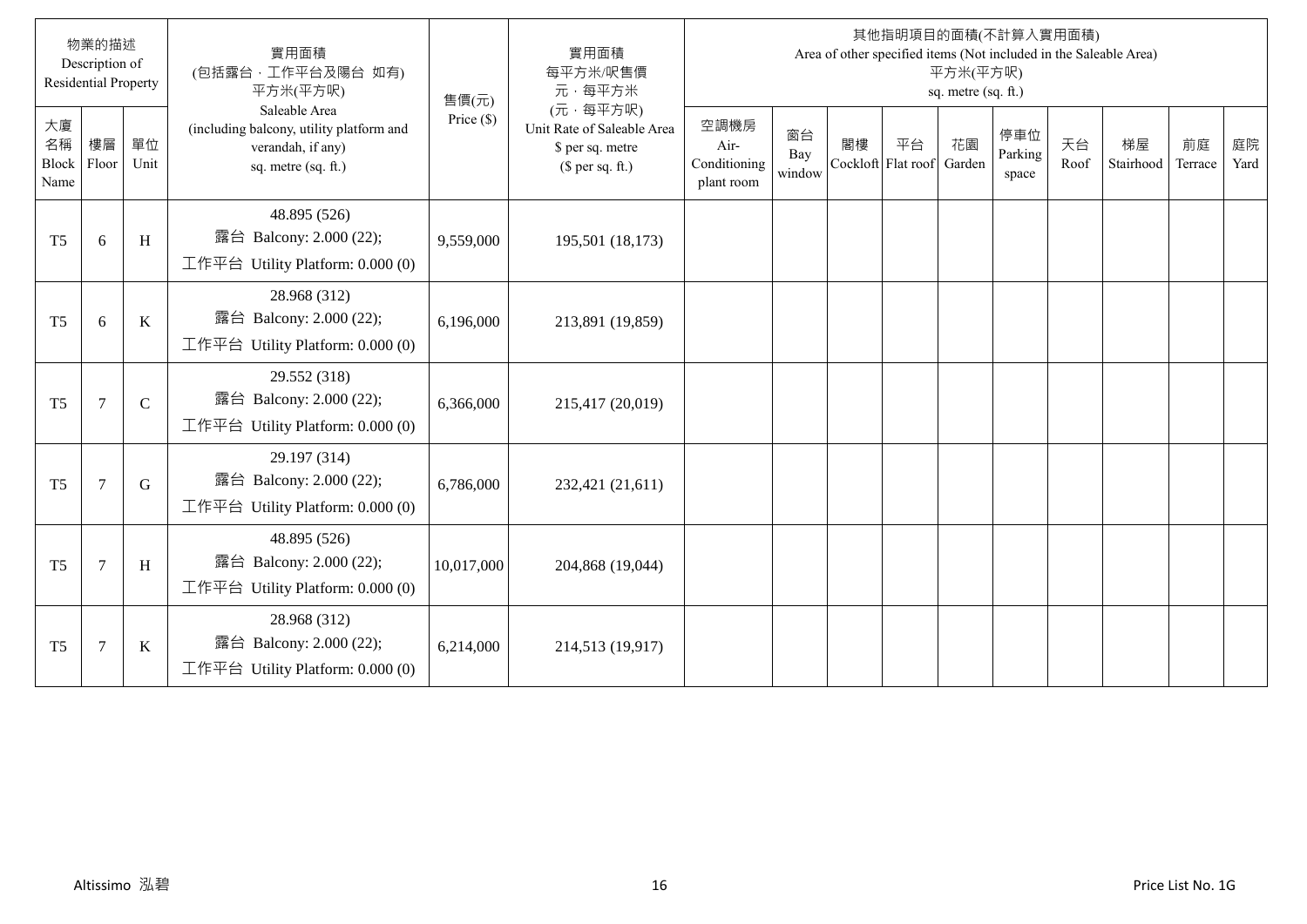| 物業的描述 Description of Residential Property | | | 實用面積 (包括露台，工作平台及陽台 如有) 平方米(平方呎) Saleable Area (including balcony, utility platform and verandah, if any) sq. metre (sq. ft.) | 售價(元) Price ($) | 實用面積 每平方米/呎售價 元，每平方米 (元，每平方呎) Unit Rate of Saleable Area $ per sq. metre ($ per sq. ft.) | 其他指明項目的面積(不計算入實用面積) Area of other specified items (Not included in the Saleable Area) 平方米(平方呎) sq. metre (sq. ft.) | | | | | | | | | |
|---|---|---|---|---|---|---|---|---|---|---|---|---|---|---|---|
| 大廈名稱 Block Name | 樓層 Floor | 單位 Unit | | | | 空調機房 Air-Conditioning plant room | 窗台 Bay window | 閣樓 Cockloft | 平台 Flat roof | 花園 Garden | 停車位 Parking space | 天台 Roof | 梯屋 Stairhood | 前庭 Terrace | 庭院 Yard |
| T5 | 6 | H | 48.895 (526) 露台 Balcony: 2.000 (22); 工作平台 Utility Platform: 0.000 (0) | 9,559,000 | 195,501 (18,173) | | | | | | | | | | |
| T5 | 6 | K | 28.968 (312) 露台 Balcony: 2.000 (22); 工作平台 Utility Platform: 0.000 (0) | 6,196,000 | 213,891 (19,859) | | | | | | | | | | |
| T5 | 7 | C | 29.552 (318) 露台 Balcony: 2.000 (22); 工作平台 Utility Platform: 0.000 (0) | 6,366,000 | 215,417 (20,019) | | | | | | | | | | |
| T5 | 7 | G | 29.197 (314) 露台 Balcony: 2.000 (22); 工作平台 Utility Platform: 0.000 (0) | 6,786,000 | 232,421 (21,611) | | | | | | | | | | |
| T5 | 7 | H | 48.895 (526) 露台 Balcony: 2.000 (22); 工作平台 Utility Platform: 0.000 (0) | 10,017,000 | 204,868 (19,044) | | | | | | | | | | |
| T5 | 7 | K | 28.968 (312) 露台 Balcony: 2.000 (22); 工作平台 Utility Platform: 0.000 (0) | 6,214,000 | 214,513 (19,917) | | | | | | | | | | |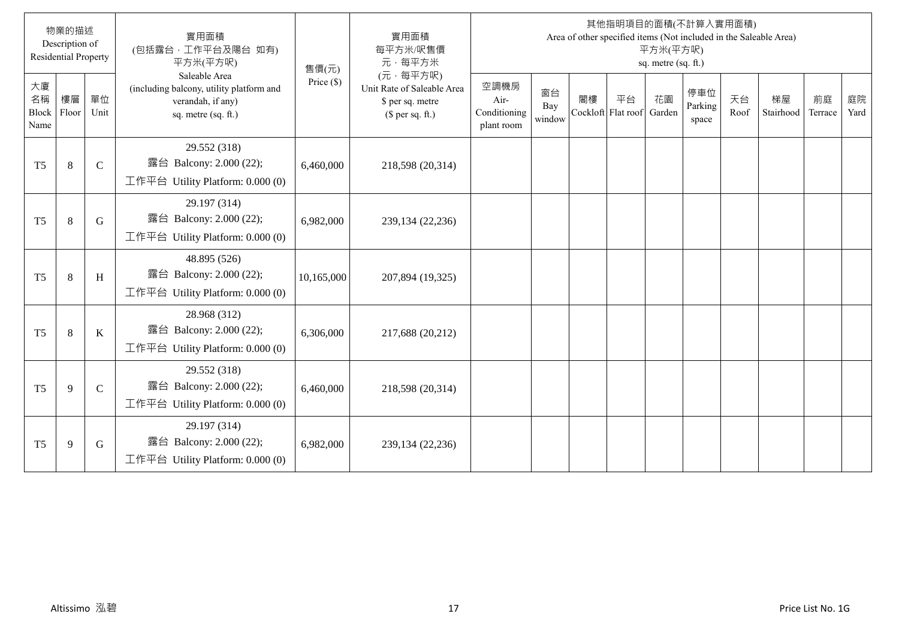| 物業的描述 Description of Residential Property | | | 實用面積 (包括露台，工作平台及陽台 如有) 平方米(平方呎) Saleable Area (including balcony, utility platform and verandah, if any) sq. metre (sq. ft.) | 售價(元) Price ($) | 實用面積 每平方米/呎售價 元，每平方米 (元，每平方呎) Unit Rate of Saleable Area $ per sq. metre ($ per sq. ft.) | 其他指明項目的面積(不計算入實用面積) Area of other specified items (Not included in the Saleable Area) 平方米(平方呎) sq. metre (sq. ft.) | | | | | | | | | |
|---|---|---|---|---|---|---|---|---|---|---|---|---|---|---|---|
| 大廈名稱 Block Name | 樓層 Floor | 單位 Unit | | | | 空調機房 Air-Conditioning plant room | 窗台 Bay window | 閣樓 Cockloft | 平台 Flat roof | 花園 Garden | 停車位 Parking space | 天台 Roof | 梯屋 Stairhood | 前庭 Terrace | 庭院 Yard |
| T5 | 8 | C | 29.552 (318) 露台 Balcony: 2.000 (22); 工作平台 Utility Platform: 0.000 (0) | 6,460,000 | 218,598 (20,314) | | | | | | | | | | |
| T5 | 8 | G | 29.197 (314) 露台 Balcony: 2.000 (22); 工作平台 Utility Platform: 0.000 (0) | 6,982,000 | 239,134 (22,236) | | | | | | | | | | |
| T5 | 8 | H | 48.895 (526) 露台 Balcony: 2.000 (22); 工作平台 Utility Platform: 0.000 (0) | 10,165,000 | 207,894 (19,325) | | | | | | | | | | |
| T5 | 8 | K | 28.968 (312) 露台 Balcony: 2.000 (22); 工作平台 Utility Platform: 0.000 (0) | 6,306,000 | 217,688 (20,212) | | | | | | | | | | |
| T5 | 9 | C | 29.552 (318) 露台 Balcony: 2.000 (22); 工作平台 Utility Platform: 0.000 (0) | 6,460,000 | 218,598 (20,314) | | | | | | | | | | |
| T5 | 9 | G | 29.197 (314) 露台 Balcony: 2.000 (22); 工作平台 Utility Platform: 0.000 (0) | 6,982,000 | 239,134 (22,236) | | | | | | | | | | |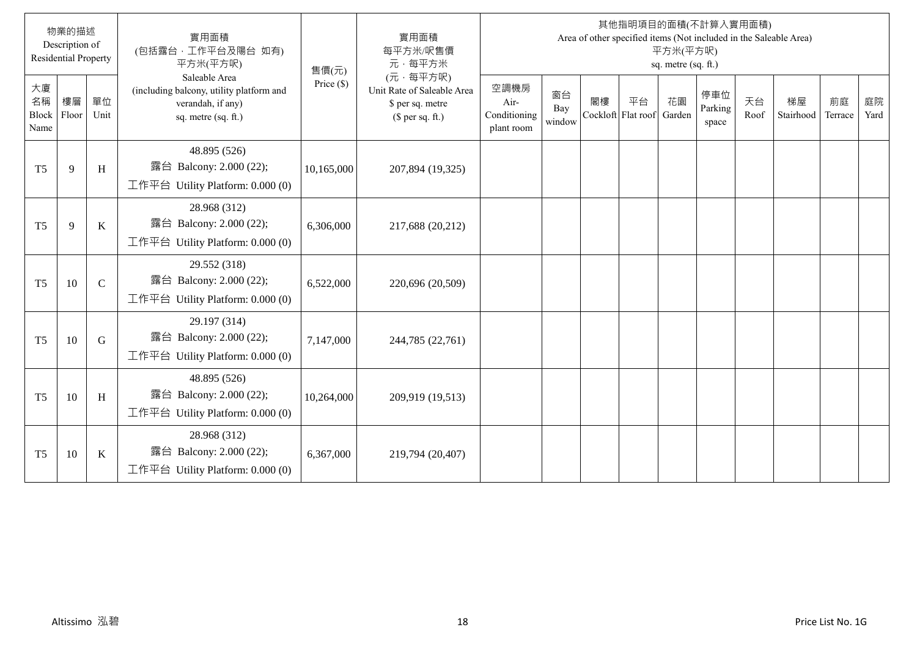| 物業的描述 Description of Residential Property | | | 實用面積 (包括露台，工作平台及陽台 如有) 平方米(平方呎) Saleable Area (including balcony, utility platform and verandah, if any) sq. metre (sq. ft.) | 售價(元) Price ($) | 實用面積 每平方米/呎售價 元，每平方米 (元，每平方呎) Unit Rate of Saleable Area $ per sq. metre ($ per sq. ft.) | 其他指明項目的面積(不計算入實用面積) Area of other specified items (Not included in the Saleable Area) 平方米(平方呎) sq. metre (sq. ft.) | | | | | | | | | |
|---|---|---|---|---|---|---|---|---|---|---|---|---|---|---|---|
| 大廈名稱 Block Name | 樓層 Floor | 單位 Unit | | | | 空調機房 Air-Conditioning plant room | 窗台 Bay window | 閣樓 Cockloft | 平台 Flat roof | 花園 Garden | 停車位 Parking space | 天台 Roof | 梯屋 Stairhood | 前庭 Terrace | 庭院 Yard |
| T5 | 9 | H | 48.895 (526) 露台 Balcony: 2.000 (22); 工作平台 Utility Platform: 0.000 (0) | 10,165,000 | 207,894 (19,325) | | | | | | | | | | |
| T5 | 9 | K | 28.968 (312) 露台 Balcony: 2.000 (22); 工作平台 Utility Platform: 0.000 (0) | 6,306,000 | 217,688 (20,212) | | | | | | | | | | |
| T5 | 10 | C | 29.552 (318) 露台 Balcony: 2.000 (22); 工作平台 Utility Platform: 0.000 (0) | 6,522,000 | 220,696 (20,509) | | | | | | | | | | |
| T5 | 10 | G | 29.197 (314) 露台 Balcony: 2.000 (22); 工作平台 Utility Platform: 0.000 (0) | 7,147,000 | 244,785 (22,761) | | | | | | | | | | |
| T5 | 10 | H | 48.895 (526) 露台 Balcony: 2.000 (22); 工作平台 Utility Platform: 0.000 (0) | 10,264,000 | 209,919 (19,513) | | | | | | | | | | |
| T5 | 10 | K | 28.968 (312) 露台 Balcony: 2.000 (22); 工作平台 Utility Platform: 0.000 (0) | 6,367,000 | 219,794 (20,407) | | | | | | | | | | |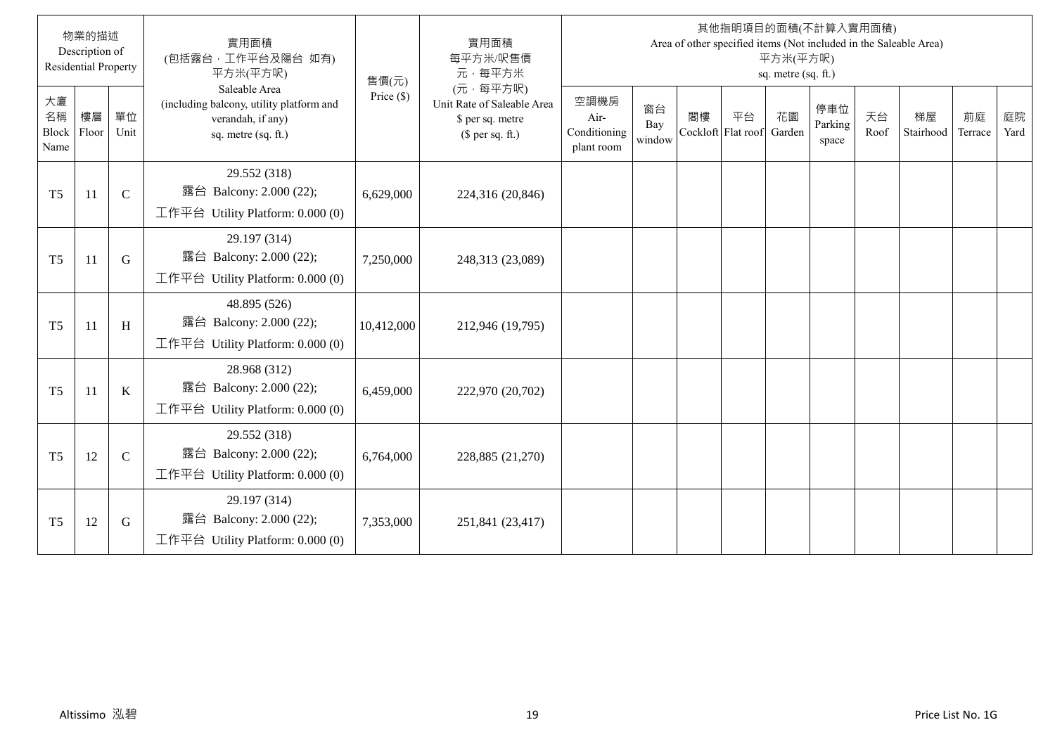| 物業的描述 Description of Residential Property | | | 實用面積 (包括露台，工作平台及陽台 如有) 平方米(平方呎) Saleable Area (including balcony, utility platform and verandah, if any) sq. metre (sq. ft.) | 售價(元) Price ($) | 實用面積 每平方米/呎售價 元，每平方米 (元，每平方呎) Unit Rate of Saleable Area $ per sq. metre ($ per sq. ft.) | 其他指明項目的面積(不計算入實用面積) Area of other specified items (Not included in the Saleable Area) 平方米(平方呎) sq. metre (sq. ft.) | | | | | | | | | |
|---|---|---|---|---|---|---|---|---|---|---|---|---|---|---|---|
| 大廈名稱 Block Name | 樓層 Floor | 單位 Unit | | | | 空調機房 Air-Conditioning plant room | 窗台 Bay window | 閣樓 Cockloft | 平台 Flat roof | 花園 Garden | 停車位 Parking space | 天台 Roof | 梯屋 Stairhood | 前庭 Terrace | 庭院 Yard |
| T5 | 11 | C | 29.552 (318) 露台 Balcony: 2.000 (22); 工作平台 Utility Platform: 0.000 (0) | 6,629,000 | 224,316 (20,846) | | | | | | | | | | |
| T5 | 11 | G | 29.197 (314) 露台 Balcony: 2.000 (22); 工作平台 Utility Platform: 0.000 (0) | 7,250,000 | 248,313 (23,089) | | | | | | | | | | |
| T5 | 11 | H | 48.895 (526) 露台 Balcony: 2.000 (22); 工作平台 Utility Platform: 0.000 (0) | 10,412,000 | 212,946 (19,795) | | | | | | | | | | |
| T5 | 11 | K | 28.968 (312) 露台 Balcony: 2.000 (22); 工作平台 Utility Platform: 0.000 (0) | 6,459,000 | 222,970 (20,702) | | | | | | | | | | |
| T5 | 12 | C | 29.552 (318) 露台 Balcony: 2.000 (22); 工作平台 Utility Platform: 0.000 (0) | 6,764,000 | 228,885 (21,270) | | | | | | | | | | |
| T5 | 12 | G | 29.197 (314) 露台 Balcony: 2.000 (22); 工作平台 Utility Platform: 0.000 (0) | 7,353,000 | 251,841 (23,417) | | | | | | | | | | |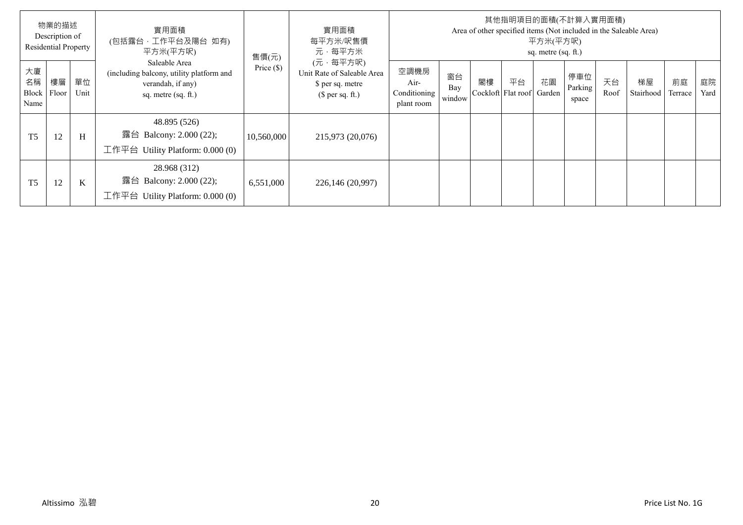| 物業的描述 Description of Residential Property | | | 實用面積 (包括露台，工作平台及陽台 如有) 平方米(平方呎) Saleable Area (including balcony, utility platform and verandah, if any) sq. metre (sq. ft.) | 售價(元) Price ($) | 實用面積 每平方米/呎售價 元，每平方米 (元，每平方呎) Unit Rate of Saleable Area $ per sq. metre ($ per sq. ft.) | 其他指明項目的面積(不計算入實用面積) Area of other specified items (Not included in the Saleable Area) 平方米(平方呎) sq. metre (sq. ft.) | | | | | | | | | |
|---|---|---|---|---|---|---|---|---|---|---|---|---|---|---|---|
| 大廈名稱 Block Name | 樓層 Floor | 單位 Unit | | | | 空調機房 Air-Conditioning plant room | 窗台 Bay window | 閣樓 Cockloft | 平台 Flat roof | 花園 Garden | 停車位 Parking space | 天台 Roof | 梯屋 Stairhood | 前庭 Terrace | 庭院 Yard |
| T5 | 12 | H | 48.895 (526) 露台 Balcony: 2.000 (22); 工作平台 Utility Platform: 0.000 (0) | 10,560,000 | 215,973 (20,076) | | | | | | | | | | |
| T5 | 12 | K | 28.968 (312) 露台 Balcony: 2.000 (22); 工作平台 Utility Platform: 0.000 (0) | 6,551,000 | 226,146 (20,997) | | | | | | | | | | |

Altissimo 泓碧

Price List No. 1G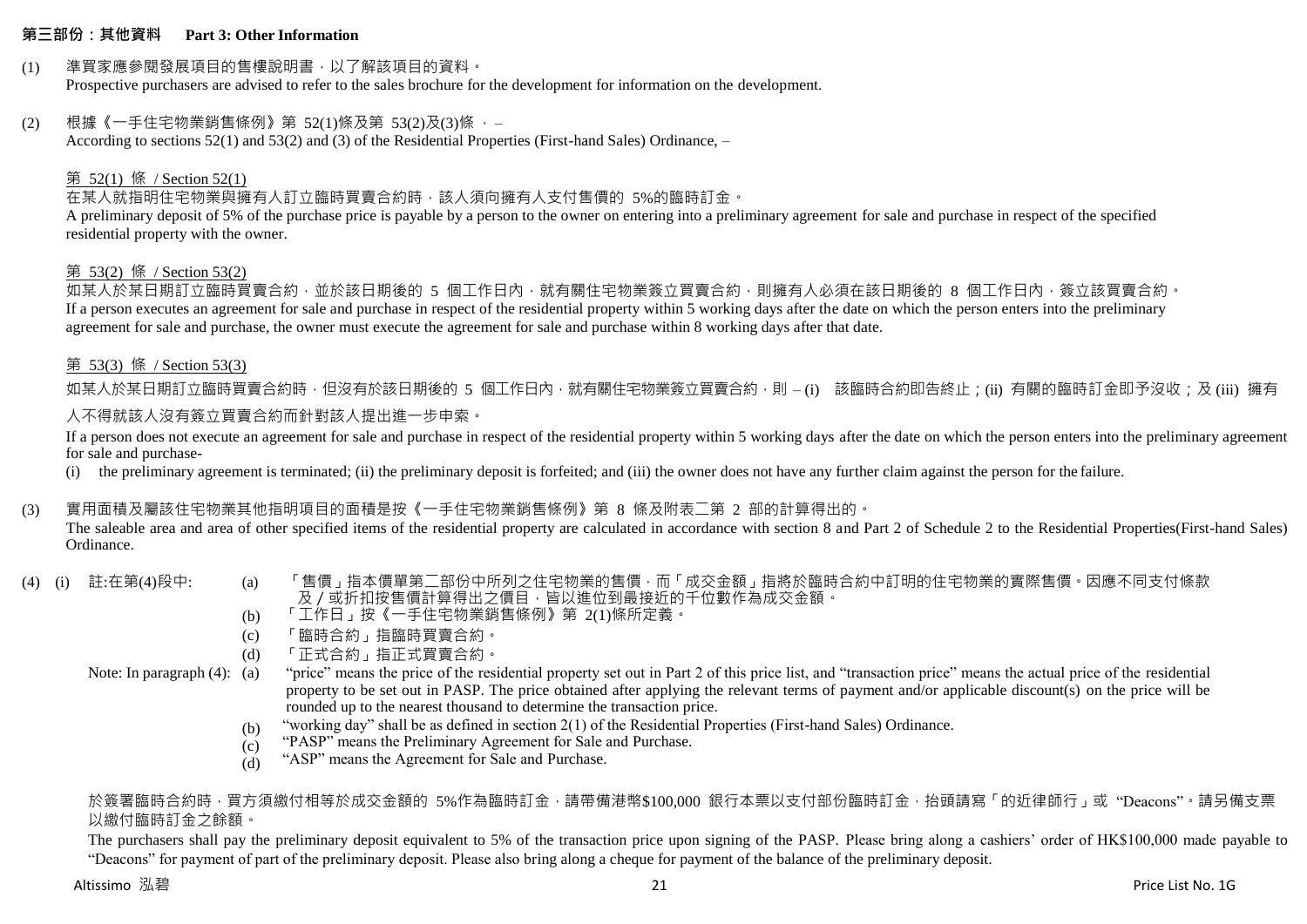## 第三部份：其他資料 Part 3: Other Information

(1) 準買家應參閱發展項目的售樓說明書，以了解該項目的資料。
Prospective purchasers are advised to refer to the sales brochure for the development for information on the development.

(2) 根據《一手住宅物業銷售條例》第 52(1)條及第 53(2)及(3)條 ， –
According to sections 52(1) and 53(2) and (3) of the Residential Properties (First-hand Sales) Ordinance, –

第 52(1) 條 / Section 52(1)
在某人就指明住宅物業與擁有人訂立臨時買賣合約時，該人須向擁有人支付售價的 5%的臨時訂金。
A preliminary deposit of 5% of the purchase price is payable by a person to the owner on entering into a preliminary agreement for sale and purchase in respect of the specified residential property with the owner.

第 53(2) 條 / Section 53(2)
如某人於某日期訂立臨時買賣合約，並於該日期後的 5 個工作日內，就有關住宅物業簽立買賣合約，則擁有人必須在該日期後的 8 個工作日內，簽立該買賣合約。
If a person executes an agreement for sale and purchase in respect of the residential property within 5 working days after the date on which the person enters into the preliminary agreement for sale and purchase, the owner must execute the agreement for sale and purchase within 8 working days after that date.

第 53(3) 條 / Section 53(3)
如某人於某日期訂立臨時買賣合約時，但沒有於該日期後的 5 個工作日內，就有關住宅物業簽立買賣合約，則 – (i) 該臨時合約即告終止；(ii) 有關的臨時訂金即予沒收；及 (iii) 擁有人不得就該人沒有簽立買賣合約而針對該人提出進一步申索。
If a person does not execute an agreement for sale and purchase in respect of the residential property within 5 working days after the date on which the person enters into the preliminary agreement for sale and purchase-
(i) the preliminary agreement is terminated; (ii) the preliminary deposit is forfeited; and (iii) the owner does not have any further claim against the person for the failure.

(3) 實用面積及屬該住宅物業其他指明項目的面積是按《一手住宅物業銷售條例》第 8 條及附表二第 2 部的計算得出的。
The saleable area and area of other specified items of the residential property are calculated in accordance with section 8 and Part 2 of Schedule 2 to the Residential Properties(First-hand Sales) Ordinance.

(4) (i) 註:在第(4)段中:
(a) 「售價」指本價單第二部份中所列之住宅物業的售價，而「成交金額」指將於臨時合約中訂明的住宅物業的實際售價。因應不同支付條款及／或折扣按售價計算得出之價目，皆以進位到最接近的千位數作為成交金額。
(b) 「工作日」按《一手住宅物業銷售條例》第 2(1)條所定義。
(c) 「臨時合約」指臨時買賣合約。
(d) 「正式合約」指正式買賣合約。

Note: In paragraph (4):
(a) "price" means the price of the residential property set out in Part 2 of this price list, and "transaction price" means the actual price of the residential property to be set out in PASP. The price obtained after applying the relevant terms of payment and/or applicable discount(s) on the price will be rounded up to the nearest thousand to determine the transaction price.
(b) "working day" shall be as defined in section 2(1) of the Residential Properties (First-hand Sales) Ordinance.
(c) "PASP" means the Preliminary Agreement for Sale and Purchase.
(d) "ASP" means the Agreement for Sale and Purchase.

於簽署臨時合約時，買方須繳付相等於成交金額的 5%作為臨時訂金，請帶備港幣$100,000 銀行本票以支付部份臨時訂金，抬頭請寫「的近律師行」或 "Deacons"。請另備支票以繳付臨時訂金之餘額。

The purchasers shall pay the preliminary deposit equivalent to 5% of the transaction price upon signing of the PASP. Please bring along a cashiers' order of HK$100,000 made payable to "Deacons" for payment of part of the preliminary deposit. Please also bring along a cheque for payment of the balance of the preliminary deposit.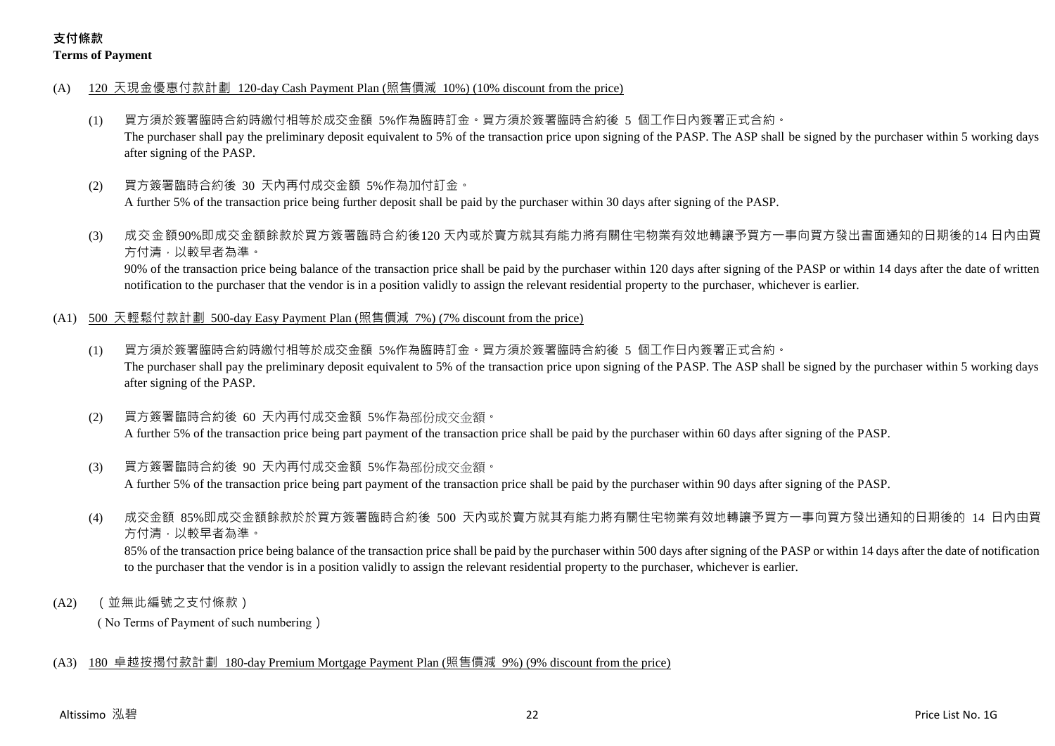# 支付條款
**Terms of Payment**

(A) 120 天現金優惠付款計劃 120-day Cash Payment Plan (照售價減 10%) (10% discount from the price)

(1) 買方須於簽署臨時合約時繳付相等於成交金額 5%作為臨時訂金。買方須於簽署臨時合約後 5 個工作日內簽署正式合約。
The purchaser shall pay the preliminary deposit equivalent to 5% of the transaction price upon signing of the PASP. The ASP shall be signed by the purchaser within 5 working days after signing of the PASP.

(2) 買方簽署臨時合約後 30 天內再付成交金額 5%作為加付訂金。
A further 5% of the transaction price being further deposit shall be paid by the purchaser within 30 days after signing of the PASP.

(3) 成交金額90%即成交金額餘款於買方簽署臨時合約後120 天內或於賣方就其有能力將有關住宅物業有效地轉讓予買方一事向買方發出書面通知的日期後的14 日內由買方付清，以較早者為準。
90% of the transaction price being balance of the transaction price shall be paid by the purchaser within 120 days after signing of the PASP or within 14 days after the date of written notification to the purchaser that the vendor is in a position validly to assign the relevant residential property to the purchaser, whichever is earlier.

(A1) 500 天輕鬆付款計劃 500-day Easy Payment Plan (照售價減 7%) (7% discount from the price)

(1) 買方須於簽署臨時合約時繳付相等於成交金額 5%作為臨時訂金。買方須於簽署臨時合約後 5 個工作日內簽署正式合約。
The purchaser shall pay the preliminary deposit equivalent to 5% of the transaction price upon signing of the PASP. The ASP shall be signed by the purchaser within 5 working days after signing of the PASP.

(2) 買方簽署臨時合約後 60 天內再付成交金額 5%作為部份成交金額。
A further 5% of the transaction price being part payment of the transaction price shall be paid by the purchaser within 60 days after signing of the PASP.

(3) 買方簽署臨時合約後 90 天內再付成交金額 5%作為部份成交金額。
A further 5% of the transaction price being part payment of the transaction price shall be paid by the purchaser within 90 days after signing of the PASP.

(4) 成交金額 85%即成交金額餘款於於買方簽署臨時合約後 500 天內或於賣方就其有能力將有關住宅物業有效地轉讓予買方一事向買方發出通知的日期後的 14 日內由買方付清，以較早者為準。
85% of the transaction price being balance of the transaction price shall be paid by the purchaser within 500 days after signing of the PASP or within 14 days after the date of notification to the purchaser that the vendor is in a position validly to assign the relevant residential property to the purchaser, whichever is earlier.

(A2) （並無此編號之支付條款）
（No Terms of Payment of such numbering）

(A3) 180 卓越按揭付款計劃 180-day Premium Mortgage Payment Plan (照售價減 9%) (9% discount from the price)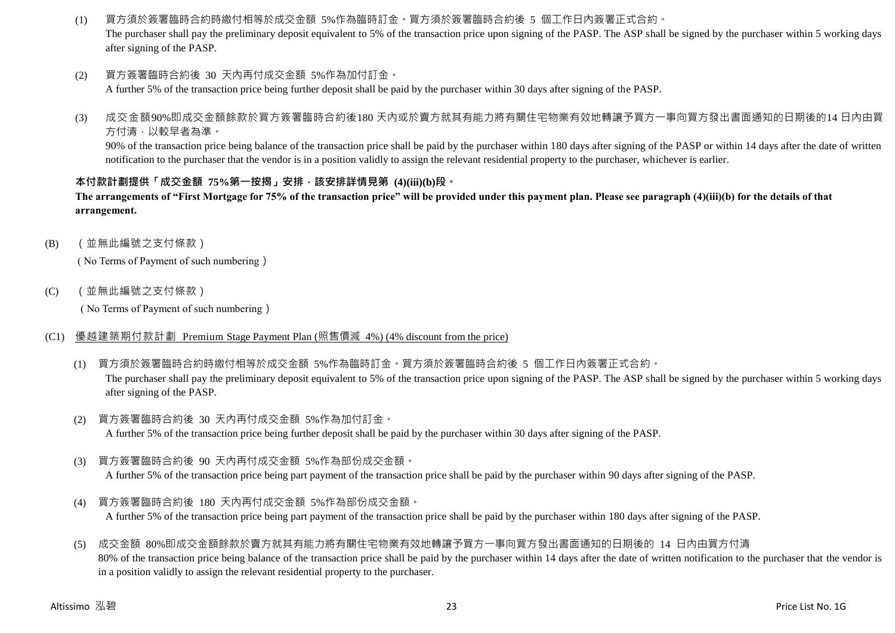(1) 買方須於簽署臨時合約時繳付相等於成交金額 5%作為臨時訂金。買方須於簽署臨時合約後 5 個工作日內簽署正式合約。
The purchaser shall pay the preliminary deposit equivalent to 5% of the transaction price upon signing of the PASP. The ASP shall be signed by the purchaser within 5 working days after signing of the PASP.

(2) 買方簽署臨時合約後 30 天內再付成交金額 5%作為加付訂金。
A further 5% of the transaction price being further deposit shall be paid by the purchaser within 30 days after signing of the PASP.

(3) 成交金額90%即成交金額餘款於買方簽署臨時合約後180 天內或於賣方就其有能力將有關住宅物業有效地轉讓予買方一事向買方發出書面通知的日期後的14 日內由買方付清，以較早者為準。
90% of the transaction price being balance of the transaction price shall be paid by the purchaser within 180 days after signing of the PASP or within 14 days after the date of written notification to the purchaser that the vendor is in a position validly to assign the relevant residential property to the purchaser, whichever is earlier.

**本付款計劃提供「成交金額 75%第一按揭」安排，該安排詳情見第 (4)(iii)(b)段。**
**The arrangements of "First Mortgage for 75% of the transaction price" will be provided under this payment plan. Please see paragraph (4)(iii)(b) for the details of that arrangement.**

(B) （並無此編號之支付條款）
（No Terms of Payment of such numbering）

(C) （並無此編號之支付條款）
（No Terms of Payment of such numbering）

(C1) 優越建築期付款計劃 Premium Stage Payment Plan (照售價減 4%) (4% discount from the price)

(1) 買方須於簽署臨時合約時繳付相等於成交金額 5%作為臨時訂金。買方須於簽署臨時合約後 5 個工作日內簽署正式合約。
The purchaser shall pay the preliminary deposit equivalent to 5% of the transaction price upon signing of the PASP. The ASP shall be signed by the purchaser within 5 working days after signing of the PASP.

(2) 買方簽署臨時合約後 30 天內再付成交金額 5%作為加付訂金。
A further 5% of the transaction price being further deposit shall be paid by the purchaser within 30 days after signing of the PASP.

(3) 買方簽署臨時合約後 90 天內再付成交金額 5%作為部份成交金額。
A further 5% of the transaction price being part payment of the transaction price shall be paid by the purchaser within 90 days after signing of the PASP.

(4) 買方簽署臨時合約後 180 天內再付成交金額 5%作為部份成交金額。
A further 5% of the transaction price being part payment of the transaction price shall be paid by the purchaser within 180 days after signing of the PASP.

(5) 成交金額 80%即成交金額餘款於賣方就其有能力將有關住宅物業有效地轉讓予買方一事向買方發出書面通知的日期後的 14 日內由買方付清
80% of the transaction price being balance of the transaction price shall be paid by the purchaser within 14 days after the date of written notification to the purchaser that the vendor is in a position validly to assign the relevant residential property to the purchaser.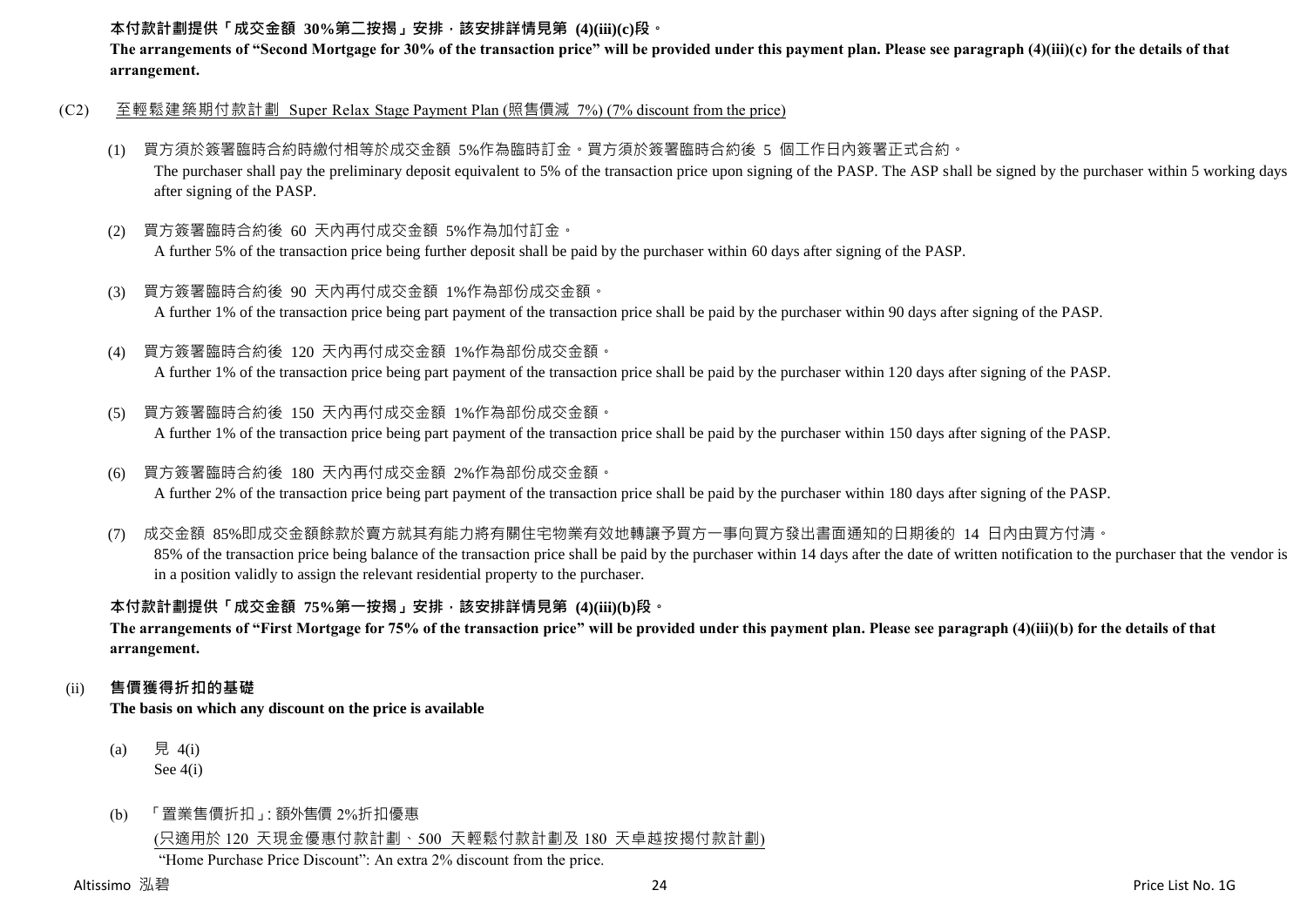**本付款計劃提供「成交金額 30%第二按揭」安排，該安排詳情見第 (4)(iii)(c)段。**
**The arrangements of "Second Mortgage for 30% of the transaction price" will be provided under this payment plan. Please see paragraph (4)(iii)(c) for the details of that arrangement.**

(C2) 至輕鬆建築期付款計劃 Super Relax Stage Payment Plan (照售價減 7%) (7% discount from the price)

(1) 買方須於簽署臨時合約時繳付相等於成交金額 5%作為臨時訂金。買方須於簽署臨時合約後 5 個工作日內簽署正式合約。
The purchaser shall pay the preliminary deposit equivalent to 5% of the transaction price upon signing of the PASP. The ASP shall be signed by the purchaser within 5 working days after signing of the PASP.

(2) 買方簽署臨時合約後 60 天內再付成交金額 5%作為加付訂金。
A further 5% of the transaction price being further deposit shall be paid by the purchaser within 60 days after signing of the PASP.

(3) 買方簽署臨時合約後 90 天內再付成交金額 1%作為部份成交金額。
A further 1% of the transaction price being part payment of the transaction price shall be paid by the purchaser within 90 days after signing of the PASP.

(4) 買方簽署臨時合約後 120 天內再付成交金額 1%作為部份成交金額。
A further 1% of the transaction price being part payment of the transaction price shall be paid by the purchaser within 120 days after signing of the PASP.

(5) 買方簽署臨時合約後 150 天內再付成交金額 1%作為部份成交金額。
A further 1% of the transaction price being part payment of the transaction price shall be paid by the purchaser within 150 days after signing of the PASP.

(6) 買方簽署臨時合約後 180 天內再付成交金額 2%作為部份成交金額。
A further 2% of the transaction price being part payment of the transaction price shall be paid by the purchaser within 180 days after signing of the PASP.

(7) 成交金額 85%即成交金額餘款於賣方就其有能力將有關住宅物業有效地轉讓予買方一事向買方發出書面通知的日期後的 14 日內由買方付清。
85% of the transaction price being balance of the transaction price shall be paid by the purchaser within 14 days after the date of written notification to the purchaser that the vendor is in a position validly to assign the relevant residential property to the purchaser.

**本付款計劃提供「成交金額 75%第一按揭」安排，該安排詳情見第 (4)(iii)(b)段。**
**The arrangements of "First Mortgage for 75% of the transaction price" will be provided under this payment plan. Please see paragraph (4)(iii)(b) for the details of that arrangement.**

(ii) **售價獲得折扣的基礎**
**The basis on which any discount on the price is available**

(a) 見 4(i)
See 4(i)

(b) 「置業售價折扣」: 額外售價 2%折扣優惠
(只適用於 120 天現金優惠付款計劃、500 天輕鬆付款計劃及 180 天卓越按揭付款計劃)
"Home Purchase Price Discount": An extra 2% discount from the price.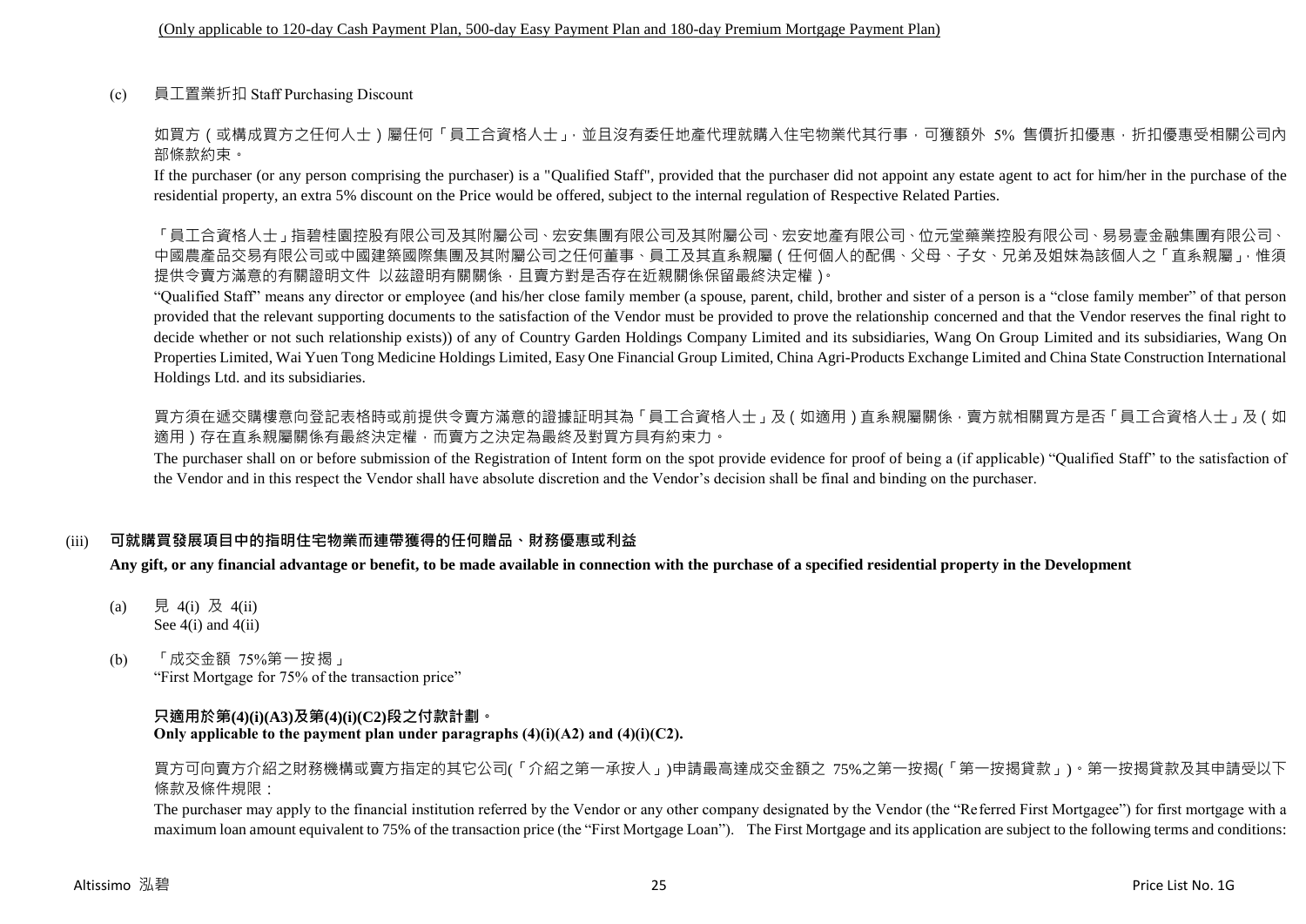(Only applicable to 120-day Cash Payment Plan, 500-day Easy Payment Plan and 180-day Premium Mortgage Payment Plan)

(c) 員工置業折扣 Staff Purchasing Discount

如買方（或構成買方之任何人士）屬任何「員工合資格人士」，並且沒有委任地產代理就購入住宅物業代其行事，可獲額外 5% 售價折扣優惠，折扣優惠受相關公司內部條款約束。

If the purchaser (or any person comprising the purchaser) is a "Qualified Staff", provided that the purchaser did not appoint any estate agent to act for him/her in the purchase of the residential property, an extra 5% discount on the Price would be offered, subject to the internal regulation of Respective Related Parties.

「員工合資格人士」指碧桂園控股有限公司及其附屬公司、宏安集團有限公司及其附屬公司、宏安地產有限公司、位元堂藥業控股有限公司、易易壹金融集團有限公司、中國農產品交易有限公司或中國建築國際集團及其附屬公司之任何董事、員工及其直系親屬（任何個人的配偶、父母、子女、兄弟及姐妹為該個人之「直系親屬」，惟須提供令賣方滿意的有關證明文件 以茲證明有關關係，且賣方對是否存在近親關係保留最終決定權）。

"Qualified Staff" means any director or employee (and his/her close family member (a spouse, parent, child, brother and sister of a person is a "close family member" of that person provided that the relevant supporting documents to the satisfaction of the Vendor must be provided to prove the relationship concerned and that the Vendor reserves the final right to decide whether or not such relationship exists)) of any of Country Garden Holdings Company Limited and its subsidiaries, Wang On Group Limited and its subsidiaries, Wang On Properties Limited, Wai Yuen Tong Medicine Holdings Limited, Easy One Financial Group Limited, China Agri-Products Exchange Limited and China State Construction International Holdings Ltd. and its subsidiaries.

買方須在遞交購樓意向登記表格時或前提供令賣方滿意的證據証明其為「員工合資格人士」及（如適用）直系親屬關係，賣方就相關買方是否「員工合資格人士」及（如適用）存在直系親屬關係有最終決定權，而賣方之決定為最終及對買方具有約束力。

The purchaser shall on or before submission of the Registration of Intent form on the spot provide evidence for proof of being a (if applicable) "Qualified Staff" to the satisfaction of the Vendor and in this respect the Vendor shall have absolute discretion and the Vendor's decision shall be final and binding on the purchaser.

## (iii) 可就購買發展項目中的指明住宅物業而連帶獲得的任何贈品、財務優惠或利益

**Any gift, or any financial advantage or benefit, to be made available in connection with the purchase of a specified residential property in the Development**

(a) 見 4(i) 及 4(ii)
See 4(i) and 4(ii)

(b) 「成交金額 75%第一按揭」
"First Mortgage for 75% of the transaction price"

**只適用於第(4)(i)(A3)及第(4)(i)(C2)段之付款計劃。**
**Only applicable to the payment plan under paragraphs (4)(i)(A2) and (4)(i)(C2).**

買方可向賣方介紹之財務機構或賣方指定的其它公司(「介紹之第一承按人」)申請最高達成交金額之 75%之第一按揭(「第一按揭貸款」)。第一按揭貸款及其申請受以下條款及條件規限：

The purchaser may apply to the financial institution referred by the Vendor or any other company designated by the Vendor (the "Referred First Mortgagee") for first mortgage with a maximum loan amount equivalent to 75% of the transaction price (the "First Mortgage Loan"). The First Mortgage and its application are subject to the following terms and conditions: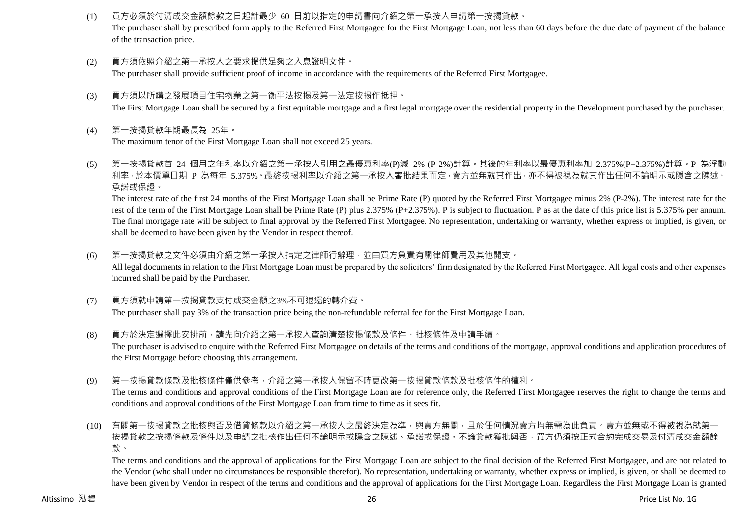(1) 買方必須於付清成交金額餘款之日起計最少 60 日前以指定的申請書向介紹之第一承按人申請第一按揭貸款。
The purchaser shall by prescribed form apply to the Referred First Mortgagee for the First Mortgage Loan, not less than 60 days before the due date of payment of the balance of the transaction price.

(2) 買方須依照介紹之第一承按人之要求提供足夠之入息證明文件。
The purchaser shall provide sufficient proof of income in accordance with the requirements of the Referred First Mortgagee.

(3) 買方須以所購之發展項目住宅物業之第一衡平法按揭及第一法定按揭作抵押。
The First Mortgage Loan shall be secured by a first equitable mortgage and a first legal mortgage over the residential property in the Development purchased by the purchaser.

(4) 第一按揭貸款年期最長為 25年。
The maximum tenor of the First Mortgage Loan shall not exceed 25 years.

(5) 第一按揭貸款首 24 個月之年利率以介紹之第一承按人引用之最優惠利率(P)減 2% (P-2%)計算。其後的年利率以最優惠利率加 2.375%(P+2.375%)計算。P 為浮動利率，於本價單日期 P 為每年 5.375%。最終按揭利率以介紹之第一承按人審批結果而定，賣方並無就其作出，亦不得被視為就其作出任何不論明示或隱含之陳述、承諾或保證。
The interest rate of the first 24 months of the First Mortgage Loan shall be Prime Rate (P) quoted by the Referred First Mortgagee minus 2% (P-2%). The interest rate for the rest of the term of the First Mortgage Loan shall be Prime Rate (P) plus 2.375% (P+2.375%). P is subject to fluctuation. P as at the date of this price list is 5.375% per annum. The final mortgage rate will be subject to final approval by the Referred First Mortgagee. No representation, undertaking or warranty, whether express or implied, is given, or shall be deemed to have been given by the Vendor in respect thereof.

(6) 第一按揭貸款之文件必須由介紹之第一承按人指定之律師行辦理，並由買方負責有關律師費用及其他開支。
All legal documents in relation to the First Mortgage Loan must be prepared by the solicitors' firm designated by the Referred First Mortgagee. All legal costs and other expenses incurred shall be paid by the Purchaser.

(7) 買方須就申請第一按揭貸款支付成交金額之3%不可退還的轉介費。
The purchaser shall pay 3% of the transaction price being the non-refundable referral fee for the First Mortgage Loan.

(8) 買方於決定選擇此安排前，請先向介紹之第一承按人查詢清楚按揭條款及條件、批核條件及申請手續。
The purchaser is advised to enquire with the Referred First Mortgagee on details of the terms and conditions of the mortgage, approval conditions and application procedures of the First Mortgage before choosing this arrangement.

(9) 第一按揭貸款條款及批核條件僅供參考，介紹之第一承按人保留不時更改第一按揭貸款條款及批核條件的權利。
The terms and conditions and approval conditions of the First Mortgage Loan are for reference only, the Referred First Mortgagee reserves the right to change the terms and conditions and approval conditions of the First Mortgage Loan from time to time as it sees fit.

(10) 有關第一按揭貸款之批核與否及借貸條款以介紹之第一承按人之最終決定為準，與賣方無關，且於任何情況賣方均無需為此負責。賣方並無或不得被視為就第一按揭貸款之按揭條款及條件以及申請之批核作出任何不論明示或隱含之陳述、承諾或保證。不論貸款獲批與否，買方仍須按正式合約完成交易及付清成交金額餘款。
The terms and conditions and the approval of applications for the First Mortgage Loan are subject to the final decision of the Referred First Mortgagee, and are not related to the Vendor (who shall under no circumstances be responsible therefor). No representation, undertaking or warranty, whether express or implied, is given, or shall be deemed to have been given by Vendor in respect of the terms and conditions and the approval of applications for the First Mortgage Loan. Regardless the First Mortgage Loan is granted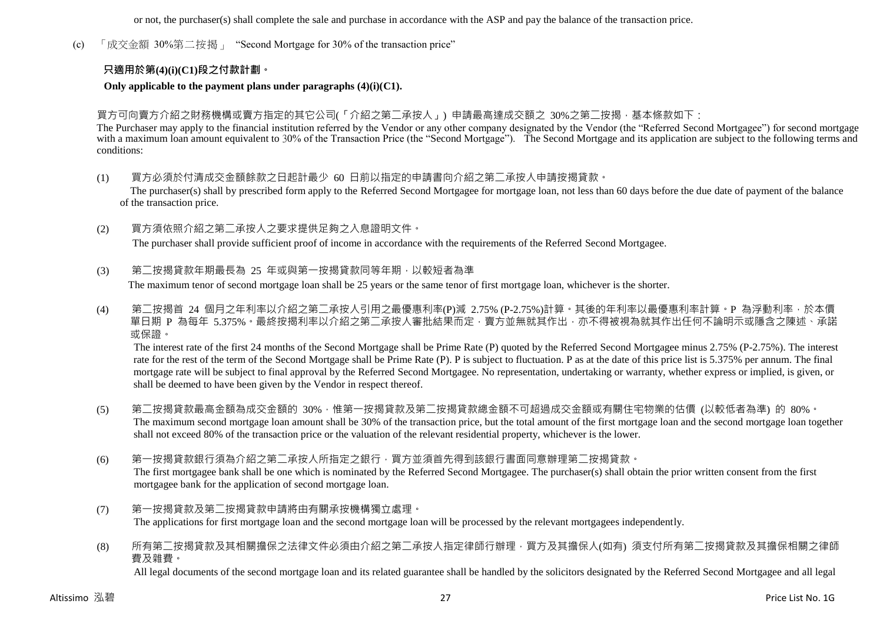or not, the purchaser(s) shall complete the sale and purchase in accordance with the ASP and pay the balance of the transaction price.

(c) 「成交金額 30%第二按揭」 "Second Mortgage for 30% of the transaction price"

**只適用於第(4)(i)(C1)段之付款計劃。**

**Only applicable to the payment plans under paragraphs (4)(i)(C1).**

買方可向賣方介紹之財務機構或賣方指定的其它公司(「介紹之第二承按人」) 申請最高達成交額之 30%之第二按揭，基本條款如下：

The Purchaser may apply to the financial institution referred by the Vendor or any other company designated by the Vendor (the "Referred Second Mortgagee") for second mortgage with a maximum loan amount equivalent to 30% of the Transaction Price (the "Second Mortgage"). The Second Mortgage and its application are subject to the following terms and conditions:

(1) 買方必須於付清成交金額餘款之日起計最少 60 日前以指定的申請書向介紹之第二承按人申請按揭貸款。
The purchaser(s) shall by prescribed form apply to the Referred Second Mortgagee for mortgage loan, not less than 60 days before the due date of payment of the balance of the transaction price.

(2) 買方須依照介紹之第二承按人之要求提供足夠之入息證明文件。
The purchaser shall provide sufficient proof of income in accordance with the requirements of the Referred Second Mortgagee.

(3) 第二按揭貸款年期最長為 25 年或與第一按揭貸款同等年期，以較短者為準
The maximum tenor of second mortgage loan shall be 25 years or the same tenor of first mortgage loan, whichever is the shorter.

(4) 第二按揭首 24 個月之年利率以介紹之第二承按人引用之最優惠利率(P)減 2.75% (P-2.75%)計算。其後的年利率以最優惠利率計算。P 為浮動利率，於本價單日期 P 為每年 5.375%。最終按揭利率以介紹之第二承按人審批結果而定，賣方並無就其作出，亦不得被視為就其作出任何不論明示或隱含之陳述、承諾或保證。
The interest rate of the first 24 months of the Second Mortgage shall be Prime Rate (P) quoted by the Referred Second Mortgagee minus 2.75% (P-2.75%). The interest rate for the rest of the term of the Second Mortgage shall be Prime Rate (P). P is subject to fluctuation. P as at the date of this price list is 5.375% per annum. The final mortgage rate will be subject to final approval by the Referred Second Mortgagee. No representation, undertaking or warranty, whether express or implied, is given, or shall be deemed to have been given by the Vendor in respect thereof.

(5) 第二按揭貸款最高金額為成交金額的 30%，惟第一按揭貸款及第二按揭貸款總金額不可超過成交金額或有關住宅物業的估價 (以較低者為準) 的 80%。
The maximum second mortgage loan amount shall be 30% of the transaction price, but the total amount of the first mortgage loan and the second mortgage loan together shall not exceed 80% of the transaction price or the valuation of the relevant residential property, whichever is the lower.

(6) 第一按揭貸款銀行須為介紹之第二承按人所指定之銀行，買方並須首先得到該銀行書面同意辦理第二按揭貸款。
The first mortgagee bank shall be one which is nominated by the Referred Second Mortgagee. The purchaser(s) shall obtain the prior written consent from the first mortgagee bank for the application of second mortgage loan.

(7) 第一按揭貸款及第二按揭貸款申請將由有關承按機構獨立處理。
The applications for first mortgage loan and the second mortgage loan will be processed by the relevant mortgagees independently.

(8) 所有第二按揭貸款及其相關擔保之法律文件必須由介紹之第二承按人指定律師行辦理，買方及其擔保人(如有) 須支付所有第二按揭貸款及其擔保相關之律師費及雜費。
All legal documents of the second mortgage loan and its related guarantee shall be handled by the solicitors designated by the Referred Second Mortgagee and all legal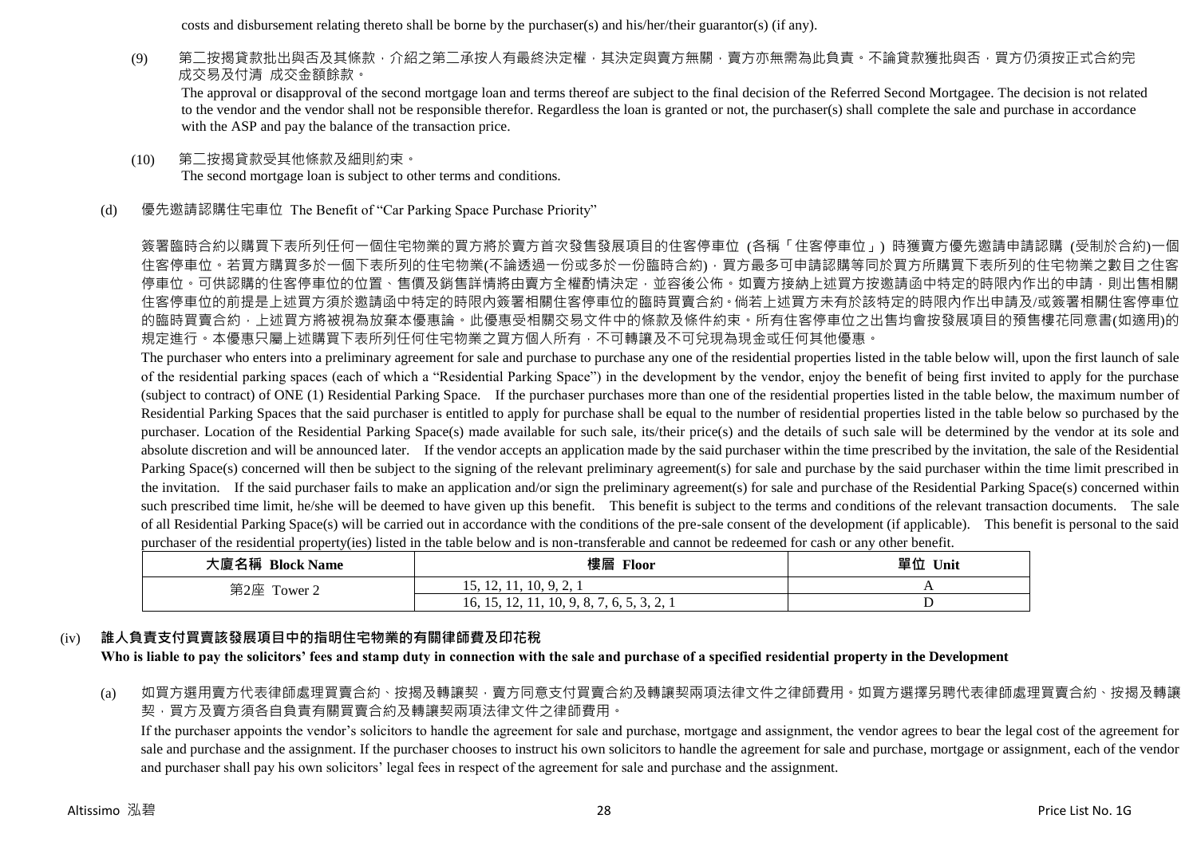costs and disbursement relating thereto shall be borne by the purchaser(s) and his/her/their guarantor(s) (if any).

(9) 第二按揭貸款批出與否及其條款，介紹之第二承按人有最終決定權，其決定與賣方無關，賣方亦無需為此負責。不論貸款獲批與否，買方仍須按正式合約完成交易及付清 成交金額餘款。

The approval or disapproval of the second mortgage loan and terms thereof are subject to the final decision of the Referred Second Mortgagee. The decision is not related to the vendor and the vendor shall not be responsible therefor. Regardless the loan is granted or not, the purchaser(s) shall complete the sale and purchase in accordance with the ASP and pay the balance of the transaction price.

(10) 第二按揭貸款受其他條款及細則約束。

The second mortgage loan is subject to other terms and conditions.

(d) 優先邀請認購住宅車位 The Benefit of "Car Parking Space Purchase Priority"

簽署臨時合約以購買下表所列任何一個住宅物業的買方將於賣方首次發售發展項目的住客停車位 (各稱「住客停車位」) 時獲賣方優先邀請申請認購 (受制於合約)一個住客停車位。若買方購買多於一個下表所列的住宅物業(不論透過一份或多於一份臨時合約)，買方最多可申請認購等同於買方所購買下表所列的住宅物業之數目之住客停車位。可供認購的住客停車位的位置、售價及銷售詳情將由賣方全權酌情決定，並容後公佈。如賣方接納上述買方按邀請函中特定的時限內作出的申請，則出售相關住客停車位的前提是上述買方須於邀請函中特定的時限內簽署相關住客停車位的臨時買賣合約。倘若上述買方未有於該特定的時限內作出申請及/或簽署相關住客停車位的臨時買賣合約，上述買方將被視為放棄本優惠論。此優惠受相關交易文件中的條款及條件約束。所有住客停車位之出售均會按發展項目的預售樓花同意書(如適用)的規定進行。本優惠只屬上述購買下表所列任何住宅物業之買方個人所有，不可轉讓及不可兌現為現金或任何其他優惠。

The purchaser who enters into a preliminary agreement for sale and purchase to purchase any one of the residential properties listed in the table below will, upon the first launch of sale of the residential parking spaces (each of which a "Residential Parking Space") in the development by the vendor, enjoy the benefit of being first invited to apply for the purchase (subject to contract) of ONE (1) Residential Parking Space. If the purchaser purchases more than one of the residential properties listed in the table below, the maximum number of Residential Parking Spaces that the said purchaser is entitled to apply for purchase shall be equal to the number of residential properties listed in the table below so purchased by the purchaser. Location of the Residential Parking Space(s) made available for such sale, its/their price(s) and the details of such sale will be determined by the vendor at its sole and absolute discretion and will be announced later. If the vendor accepts an application made by the said purchaser within the time prescribed by the invitation, the sale of the Residential Parking Space(s) concerned will then be subject to the signing of the relevant preliminary agreement(s) for sale and purchase by the said purchaser within the time limit prescribed in the invitation. If the said purchaser fails to make an application and/or sign the preliminary agreement(s) for sale and purchase of the Residential Parking Space(s) concerned within such prescribed time limit, he/she will be deemed to have given up this benefit. This benefit is subject to the terms and conditions of the relevant transaction documents. The sale of all Residential Parking Space(s) will be carried out in accordance with the conditions of the pre-sale consent of the development (if applicable). This benefit is personal to the said purchaser of the residential property(ies) listed in the table below and is non-transferable and cannot be redeemed for cash or any other benefit.

| 大廈名稱 Block Name | 樓層 Floor | 單位 Unit |
|---|---|---|
| 第2座 Tower 2 | 15, 12, 11, 10, 9, 2, 1 | A |
| | 16, 15, 12, 11, 10, 9, 8, 7, 6, 5, 3, 2, 1 | D |

(iv) **誰人負責支付買賣該發展項目中的指明住宅物業的有關律師費及印花稅**

**Who is liable to pay the solicitors' fees and stamp duty in connection with the sale and purchase of a specified residential property in the Development**

(a) 如買方選用賣方代表律師處理買賣合約、按揭及轉讓契，賣方同意支付買賣合約及轉讓契兩項法律文件之律師費用。如買方選擇另聘代表律師處理買賣合約、按揭及轉讓契，買方及賣方須各自負責有關買賣合約及轉讓契兩項法律文件之律師費用。

If the purchaser appoints the vendor's solicitors to handle the agreement for sale and purchase, mortgage and assignment, the vendor agrees to bear the legal cost of the agreement for sale and purchase and the assignment. If the purchaser chooses to instruct his own solicitors to handle the agreement for sale and purchase, mortgage or assignment, each of the vendor and purchaser shall pay his own solicitors' legal fees in respect of the agreement for sale and purchase and the assignment.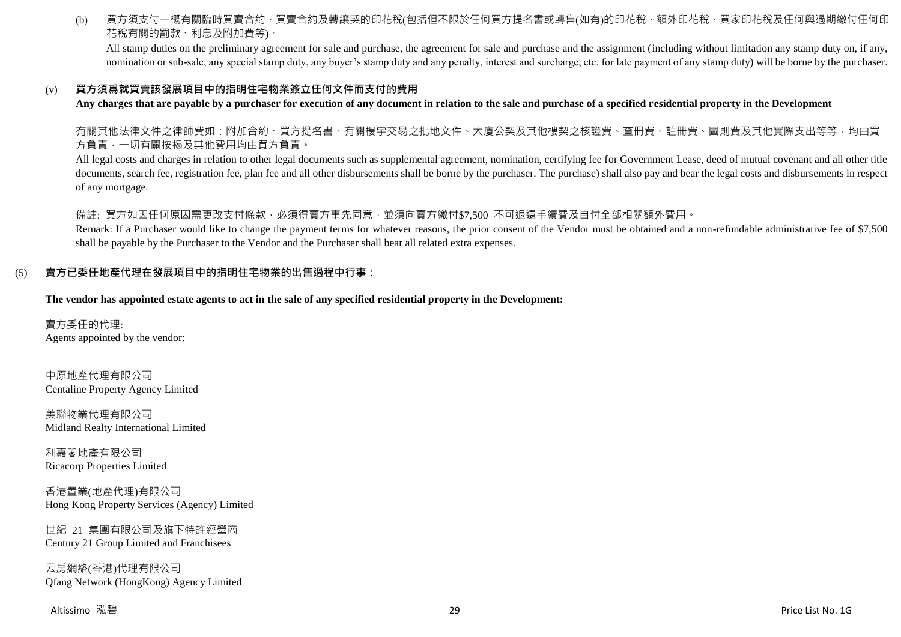(b) 買方須支付一概有關臨時買賣合約、買賣合約及轉讓契的印花稅(包括但不限於任何買方提名書或轉售(如有)的印花稅、額外印花稅、買家印花稅及任何與過期繳付任何印花稅有關的罰款、利息及附加費等)。

All stamp duties on the preliminary agreement for sale and purchase, the agreement for sale and purchase and the assignment (including without limitation any stamp duty on, if any, nomination or sub-sale, any special stamp duty, any buyer's stamp duty and any penalty, interest and surcharge, etc. for late payment of any stamp duty) will be borne by the purchaser.

### (v) 買方須爲就買賣該發展項目中的指明住宅物業簽立任何文件而支付的費用

**Any charges that are payable by a purchaser for execution of any document in relation to the sale and purchase of a specified residential property in the Development**

有關其他法律文件之律師費如：附加合約、買方提名書、有關樓宇交易之批地文件、大廈公契及其他樓契之核證費、查冊費、註冊費、圖則費及其他實際支出等等，均由買方負責，一切有關按揭及其他費用均由買方負責。

All legal costs and charges in relation to other legal documents such as supplemental agreement, nomination, certifying fee for Government Lease, deed of mutual covenant and all other title documents, search fee, registration fee, plan fee and all other disbursements shall be borne by the purchaser. The purchase) shall also pay and bear the legal costs and disbursements in respect of any mortgage.

備註: 買方如因任何原因需更改支付條款，必須得賣方事先同意，並須向賣方繳付$7,500 不可退還手續費及自付全部相關額外費用。

Remark: If a Purchaser would like to change the payment terms for whatever reasons, the prior consent of the Vendor must be obtained and a non-refundable administrative fee of $7,500 shall be payable by the Purchaser to the Vendor and the Purchaser shall bear all related extra expenses.

## (5) 賣方已委任地產代理在發展項目中的指明住宅物業的出售過程中行事：

**The vendor has appointed estate agents to act in the sale of any specified residential property in the Development:**

賣方委任的代理:
Agents appointed by the vendor:

中原地產代理有限公司
Centaline Property Agency Limited

美聯物業代理有限公司
Midland Realty International Limited

利嘉閣地產有限公司
Ricacorp Properties Limited

香港置業(地產代理)有限公司
Hong Kong Property Services (Agency) Limited

世紀 21 集團有限公司及旗下特許經營商
Century 21 Group Limited and Franchisees

云房網絡(香港)代理有限公司
Qfang Network (HongKong) Agency Limited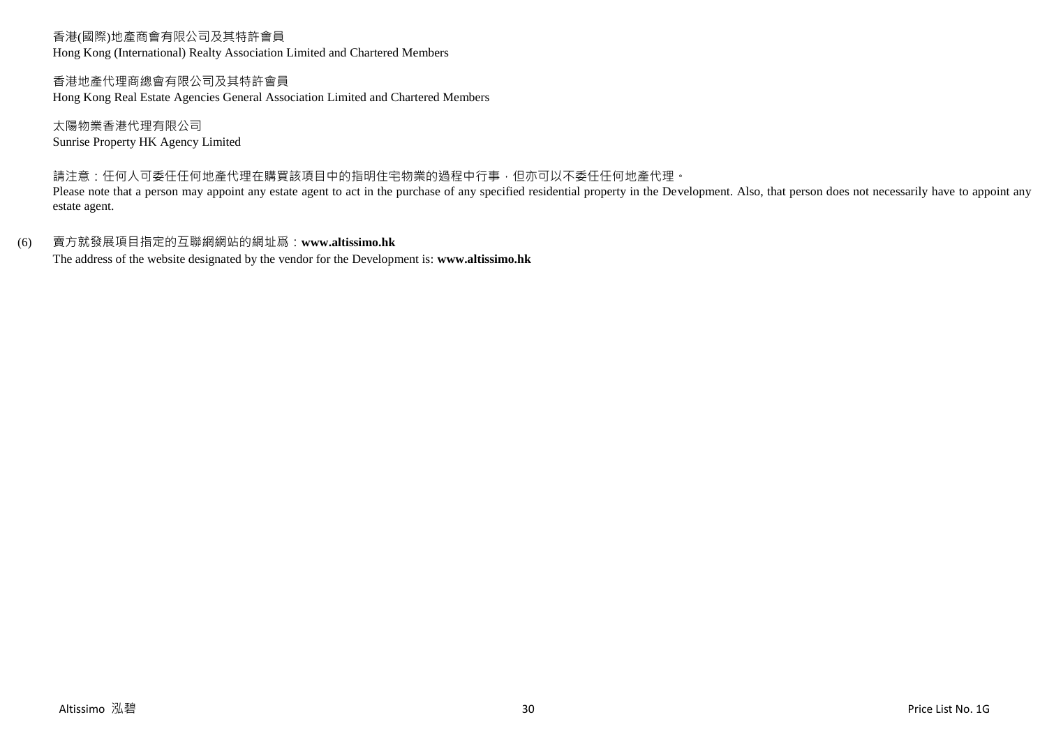香港(國際)地產商會有限公司及其特許會員
Hong Kong (International) Realty Association Limited and Chartered Members

香港地產代理商總會有限公司及其特許會員
Hong Kong Real Estate Agencies General Association Limited and Chartered Members

太陽物業香港代理有限公司
Sunrise Property HK Agency Limited

請注意：任何人可委任任何地產代理在購買該項目中的指明住宅物業的過程中行事，但亦可以不委任任何地產代理。
Please note that a person may appoint any estate agent to act in the purchase of any specified residential property in the Development. Also, that person does not necessarily have to appoint any estate agent.

(6) 賣方就發展項目指定的互聯網網站的網址爲：**www.altissimo.hk**
The address of the website designated by the vendor for the Development is: **www.altissimo.hk**